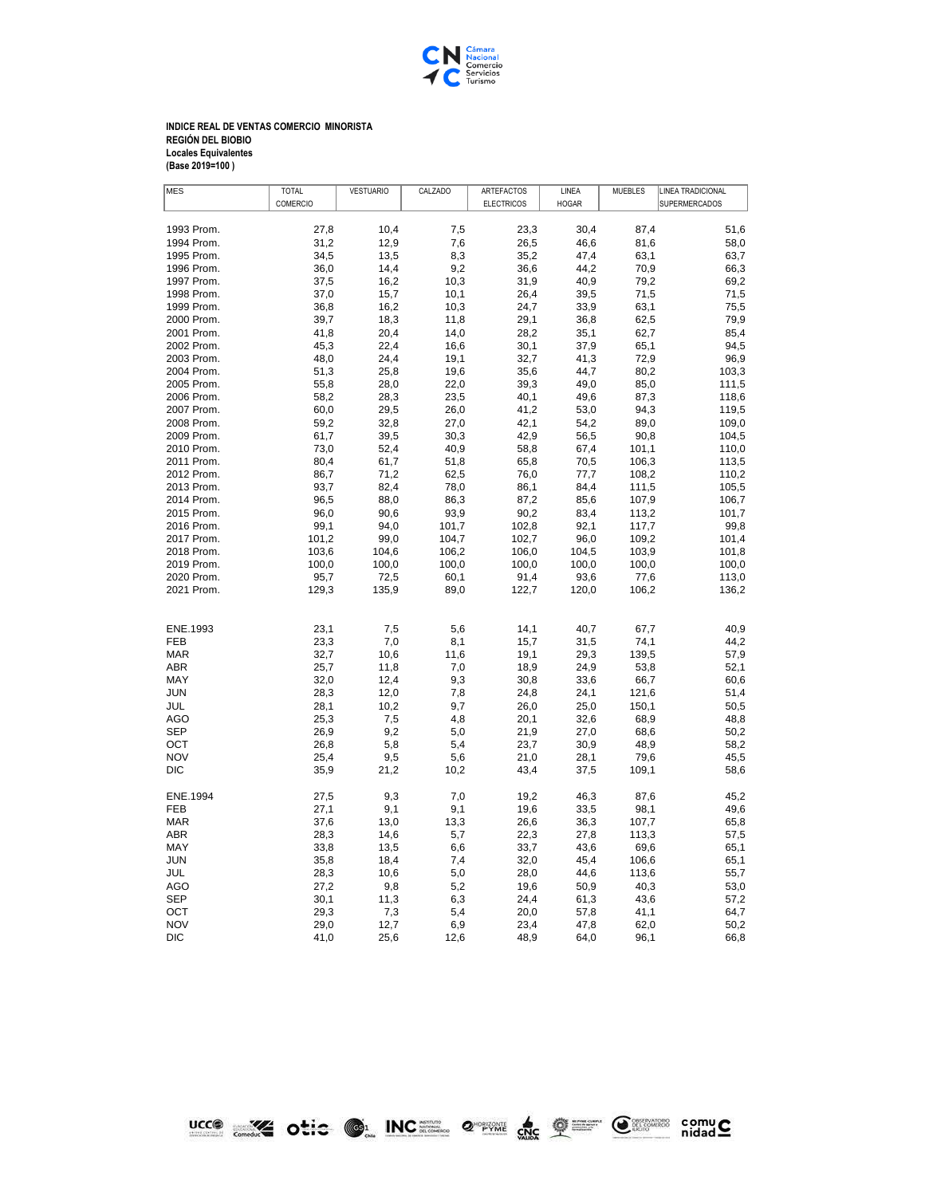**INDICE REAL DE VENTAS COMERCIO MINORISTA**
**REGIÓN DEL BIOBIO**
**Locales Equivalentes**
**(Base 2019=100 )**

| MES | TOTAL COMERCIO | VESTUARIO | CALZADO | ARTEFACTOS ELECTRICOS | LINEA HOGAR | MUEBLES | LINEA TRADICIONAL SUPERMERCADOS |
|---|---|---|---|---|---|---|---|
| 1993 Prom. | 27,8 | 10,4 | 7,5 | 23,3 | 30,4 | 87,4 | 51,6 |
| 1994 Prom. | 31,2 | 12,9 | 7,6 | 26,5 | 46,6 | 81,6 | 58,0 |
| 1995 Prom. | 34,5 | 13,5 | 8,3 | 35,2 | 47,4 | 63,1 | 63,7 |
| 1996 Prom. | 36,0 | 14,4 | 9,2 | 36,6 | 44,2 | 70,9 | 66,3 |
| 1997 Prom. | 37,5 | 16,2 | 10,3 | 31,9 | 40,9 | 79,2 | 69,2 |
| 1998 Prom. | 37,0 | 15,7 | 10,1 | 26,4 | 39,5 | 71,5 | 71,5 |
| 1999 Prom. | 36,8 | 16,2 | 10,3 | 24,7 | 33,9 | 63,1 | 75,5 |
| 2000 Prom. | 39,7 | 18,3 | 11,8 | 29,1 | 36,8 | 62,5 | 79,9 |
| 2001 Prom. | 41,8 | 20,4 | 14,0 | 28,2 | 35,1 | 62,7 | 85,4 |
| 2002 Prom. | 45,3 | 22,4 | 16,6 | 30,1 | 37,9 | 65,1 | 94,5 |
| 2003 Prom. | 48,0 | 24,4 | 19,1 | 32,7 | 41,3 | 72,9 | 96,9 |
| 2004 Prom. | 51,3 | 25,8 | 19,6 | 35,6 | 44,7 | 80,2 | 103,3 |
| 2005 Prom. | 55,8 | 28,0 | 22,0 | 39,3 | 49,0 | 85,0 | 111,5 |
| 2006 Prom. | 58,2 | 28,3 | 23,5 | 40,1 | 49,6 | 87,3 | 118,6 |
| 2007 Prom. | 60,0 | 29,5 | 26,0 | 41,2 | 53,0 | 94,3 | 119,5 |
| 2008 Prom. | 59,2 | 32,8 | 27,0 | 42,1 | 54,2 | 89,0 | 109,0 |
| 2009 Prom. | 61,7 | 39,5 | 30,3 | 42,9 | 56,5 | 90,8 | 104,5 |
| 2010 Prom. | 73,0 | 52,4 | 40,9 | 58,8 | 67,4 | 101,1 | 110,0 |
| 2011 Prom. | 80,4 | 61,7 | 51,8 | 65,8 | 70,5 | 106,3 | 113,5 |
| 2012 Prom. | 86,7 | 71,2 | 62,5 | 76,0 | 77,7 | 108,2 | 110,2 |
| 2013 Prom. | 93,7 | 82,4 | 78,0 | 86,1 | 84,4 | 111,5 | 105,5 |
| 2014 Prom. | 96,5 | 88,0 | 86,3 | 87,2 | 85,6 | 107,9 | 106,7 |
| 2015 Prom. | 96,0 | 90,6 | 93,9 | 90,2 | 83,4 | 113,2 | 101,7 |
| 2016 Prom. | 99,1 | 94,0 | 101,7 | 102,8 | 92,1 | 117,7 | 99,8 |
| 2017 Prom. | 101,2 | 99,0 | 104,7 | 102,7 | 96,0 | 109,2 | 101,4 |
| 2018 Prom. | 103,6 | 104,6 | 106,2 | 106,0 | 104,5 | 103,9 | 101,8 |
| 2019 Prom. | 100,0 | 100,0 | 100,0 | 100,0 | 100,0 | 100,0 | 100,0 |
| 2020 Prom. | 95,7 | 72,5 | 60,1 | 91,4 | 93,6 | 77,6 | 113,0 |
| 2021 Prom. | 129,3 | 135,9 | 89,0 | 122,7 | 120,0 | 106,2 | 136,2 |
| | | | | | | | |
| ENE.1993 | 23,1 | 7,5 | 5,6 | 14,1 | 40,7 | 67,7 | 40,9 |
| FEB | 23,3 | 7,0 | 8,1 | 15,7 | 31,5 | 74,1 | 44,2 |
| MAR | 32,7 | 10,6 | 11,6 | 19,1 | 29,3 | 139,5 | 57,9 |
| ABR | 25,7 | 11,8 | 7,0 | 18,9 | 24,9 | 53,8 | 52,1 |
| MAY | 32,0 | 12,4 | 9,3 | 30,8 | 33,6 | 66,7 | 60,6 |
| JUN | 28,3 | 12,0 | 7,8 | 24,8 | 24,1 | 121,6 | 51,4 |
| JUL | 28,1 | 10,2 | 9,7 | 26,0 | 25,0 | 150,1 | 50,5 |
| AGO | 25,3 | 7,5 | 4,8 | 20,1 | 32,6 | 68,9 | 48,8 |
| SEP | 26,9 | 9,2 | 5,0 | 21,9 | 27,0 | 68,6 | 50,2 |
| OCT | 26,8 | 5,8 | 5,4 | 23,7 | 30,9 | 48,9 | 58,2 |
| NOV | 25,4 | 9,5 | 5,6 | 21,0 | 28,1 | 79,6 | 45,5 |
| DIC | 35,9 | 21,2 | 10,2 | 43,4 | 37,5 | 109,1 | 58,6 |
| | | | | | | | |
| ENE.1994 | 27,5 | 9,3 | 7,0 | 19,2 | 46,3 | 87,6 | 45,2 |
| FEB | 27,1 | 9,1 | 9,1 | 19,6 | 33,5 | 98,1 | 49,6 |
| MAR | 37,6 | 13,0 | 13,3 | 26,6 | 36,3 | 107,7 | 65,8 |
| ABR | 28,3 | 14,6 | 5,7 | 22,3 | 27,8 | 113,3 | 57,5 |
| MAY | 33,8 | 13,5 | 6,6 | 33,7 | 43,6 | 69,6 | 65,1 |
| JUN | 35,8 | 18,4 | 7,4 | 32,0 | 45,4 | 106,6 | 65,1 |
| JUL | 28,3 | 10,6 | 5,0 | 28,0 | 44,6 | 113,6 | 55,7 |
| AGO | 27,2 | 9,8 | 5,2 | 19,6 | 50,9 | 40,3 | 53,0 |
| SEP | 30,1 | 11,3 | 6,3 | 24,4 | 61,3 | 43,6 | 57,2 |
| OCT | 29,3 | 7,3 | 5,4 | 20,0 | 57,8 | 41,1 | 64,7 |
| NOV | 29,0 | 12,7 | 6,9 | 23,4 | 47,8 | 62,0 | 50,2 |
| DIC | 41,0 | 25,6 | 12,6 | 48,9 | 64,0 | 96,1 | 66,8 |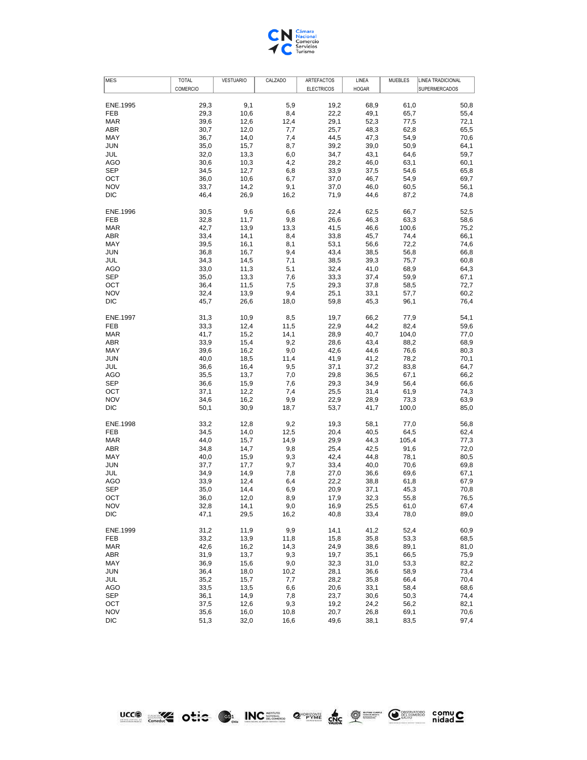| MES | TOTAL COMERCIO | VESTUARIO | CALZADO | ARTEFACTOS ELECTRICOS | LINEA HOGAR | MUEBLES | LINEA TRADICIONAL SUPERMERCADOS |
|---|---|---|---|---|---|---|---|
| ENE.1995 | 29,3 | 9,1 | 5,9 | 19,2 | 68,9 | 61,0 | 50,8 |
| FEB | 29,3 | 10,6 | 8,4 | 22,2 | 49,1 | 65,7 | 55,4 |
| MAR | 39,6 | 12,6 | 12,4 | 29,1 | 52,3 | 77,5 | 72,1 |
| ABR | 30,7 | 12,0 | 7,7 | 25,7 | 48,3 | 62,8 | 65,5 |
| MAY | 36,7 | 14,0 | 7,4 | 44,5 | 47,3 | 54,9 | 70,6 |
| JUN | 35,0 | 15,7 | 8,7 | 39,2 | 39,0 | 50,9 | 64,1 |
| JUL | 32,0 | 13,3 | 6,0 | 34,7 | 43,1 | 64,6 | 59,7 |
| AGO | 30,6 | 10,3 | 4,2 | 28,2 | 46,0 | 63,1 | 60,1 |
| SEP | 34,5 | 12,7 | 6,8 | 33,9 | 37,5 | 54,6 | 65,8 |
| OCT | 36,0 | 10,6 | 6,7 | 37,0 | 46,7 | 54,9 | 69,7 |
| NOV | 33,7 | 14,2 | 9,1 | 37,0 | 46,0 | 60,5 | 56,1 |
| DIC | 46,4 | 26,9 | 16,2 | 71,9 | 44,6 | 87,2 | 74,8 |
| ENE.1996 | 30,5 | 9,6 | 6,6 | 22,4 | 62,5 | 66,7 | 52,5 |
| FEB | 32,8 | 11,7 | 9,8 | 26,6 | 46,3 | 63,3 | 58,6 |
| MAR | 42,7 | 13,9 | 13,3 | 41,5 | 46,6 | 100,6 | 75,2 |
| ABR | 33,4 | 14,1 | 8,4 | 33,8 | 45,7 | 74,4 | 66,1 |
| MAY | 39,5 | 16,1 | 8,1 | 53,1 | 56,6 | 72,2 | 74,6 |
| JUN | 36,8 | 16,7 | 9,4 | 43,4 | 38,5 | 56,8 | 66,8 |
| JUL | 34,3 | 14,5 | 7,1 | 38,5 | 39,3 | 75,7 | 60,8 |
| AGO | 33,0 | 11,3 | 5,1 | 32,4 | 41,0 | 68,9 | 64,3 |
| SEP | 35,0 | 13,3 | 7,6 | 33,3 | 37,4 | 59,9 | 67,1 |
| OCT | 36,4 | 11,5 | 7,5 | 29,3 | 37,8 | 58,5 | 72,7 |
| NOV | 32,4 | 13,9 | 9,4 | 25,1 | 33,1 | 57,7 | 60,2 |
| DIC | 45,7 | 26,6 | 18,0 | 59,8 | 45,3 | 96,1 | 76,4 |
| ENE.1997 | 31,3 | 10,9 | 8,5 | 19,7 | 66,2 | 77,9 | 54,1 |
| FEB | 33,3 | 12,4 | 11,5 | 22,9 | 44,2 | 82,4 | 59,6 |
| MAR | 41,7 | 15,2 | 14,1 | 28,9 | 40,7 | 104,0 | 77,0 |
| ABR | 33,9 | 15,4 | 9,2 | 28,6 | 43,4 | 88,2 | 68,9 |
| MAY | 39,6 | 16,2 | 9,0 | 42,6 | 44,6 | 76,6 | 80,3 |
| JUN | 40,0 | 18,5 | 11,4 | 41,9 | 41,2 | 78,2 | 70,1 |
| JUL | 36,6 | 16,4 | 9,5 | 37,1 | 37,2 | 83,8 | 64,7 |
| AGO | 35,5 | 13,7 | 7,0 | 29,8 | 36,5 | 67,1 | 66,2 |
| SEP | 36,6 | 15,9 | 7,6 | 29,3 | 34,9 | 56,4 | 66,6 |
| OCT | 37,1 | 12,2 | 7,4 | 25,5 | 31,4 | 61,9 | 74,3 |
| NOV | 34,6 | 16,2 | 9,9 | 22,9 | 28,9 | 73,3 | 63,9 |
| DIC | 50,1 | 30,9 | 18,7 | 53,7 | 41,7 | 100,0 | 85,0 |
| ENE.1998 | 33,2 | 12,8 | 9,2 | 19,3 | 58,1 | 77,0 | 56,8 |
| FEB | 34,5 | 14,0 | 12,5 | 20,4 | 40,5 | 64,5 | 62,4 |
| MAR | 44,0 | 15,7 | 14,9 | 29,9 | 44,3 | 105,4 | 77,3 |
| ABR | 34,8 | 14,7 | 9,8 | 25,4 | 42,5 | 91,6 | 72,0 |
| MAY | 40,0 | 15,9 | 9,3 | 42,4 | 44,8 | 78,1 | 80,5 |
| JUN | 37,7 | 17,7 | 9,7 | 33,4 | 40,0 | 70,6 | 69,8 |
| JUL | 34,9 | 14,9 | 7,8 | 27,0 | 36,6 | 69,6 | 67,1 |
| AGO | 33,9 | 12,4 | 6,4 | 22,2 | 38,8 | 61,8 | 67,9 |
| SEP | 35,0 | 14,4 | 6,9 | 20,9 | 37,1 | 45,3 | 70,8 |
| OCT | 36,0 | 12,0 | 8,9 | 17,9 | 32,3 | 55,8 | 76,5 |
| NOV | 32,8 | 14,1 | 9,0 | 16,9 | 25,5 | 61,0 | 67,4 |
| DIC | 47,1 | 29,5 | 16,2 | 40,8 | 33,4 | 78,0 | 89,0 |
| ENE.1999 | 31,2 | 11,9 | 9,9 | 14,1 | 41,2 | 52,4 | 60,9 |
| FEB | 33,2 | 13,9 | 11,8 | 15,8 | 35,8 | 53,3 | 68,5 |
| MAR | 42,6 | 16,2 | 14,3 | 24,9 | 38,6 | 89,1 | 81,0 |
| ABR | 31,9 | 13,7 | 9,3 | 19,7 | 35,1 | 66,5 | 75,9 |
| MAY | 36,9 | 15,6 | 9,0 | 32,3 | 31,0 | 53,3 | 82,2 |
| JUN | 36,4 | 18,0 | 10,2 | 28,1 | 36,6 | 58,9 | 73,4 |
| JUL | 35,2 | 15,7 | 7,7 | 28,2 | 35,8 | 66,4 | 70,4 |
| AGO | 33,5 | 13,5 | 6,6 | 20,6 | 33,1 | 58,4 | 68,6 |
| SEP | 36,1 | 14,9 | 7,8 | 23,7 | 30,6 | 50,3 | 74,4 |
| OCT | 37,5 | 12,6 | 9,3 | 19,2 | 24,2 | 56,2 | 82,1 |
| NOV | 35,6 | 16,0 | 10,8 | 20,7 | 26,8 | 69,1 | 70,6 |
| DIC | 51,3 | 32,0 | 16,6 | 49,6 | 38,1 | 83,5 | 97,4 |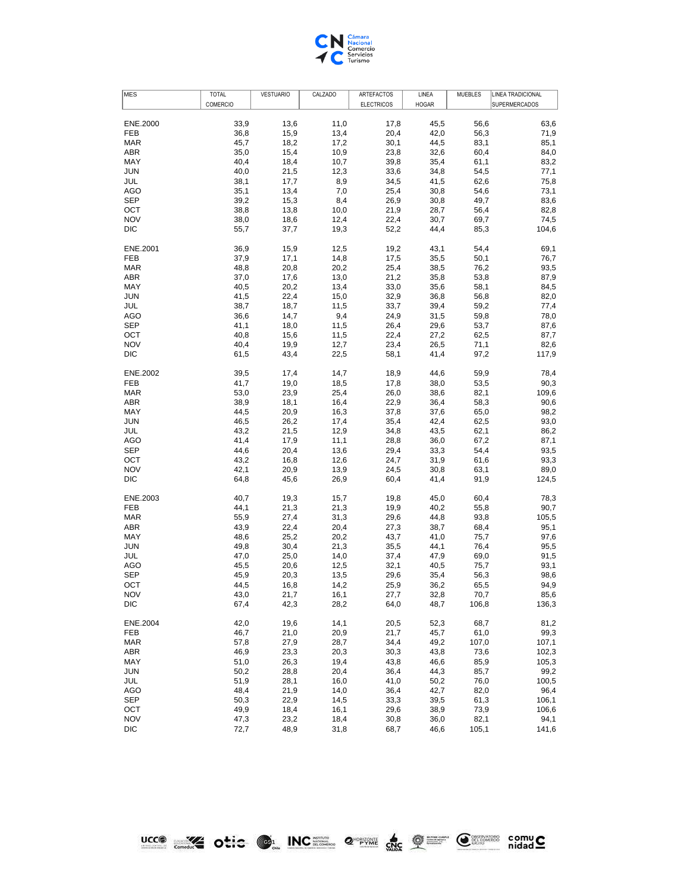| MES | TOTAL COMERCIO | VESTUARIO | CALZADO | ARTEFACTOS ELECTRICOS | LINEA HOGAR | MUEBLES | LINEA TRADICIONAL SUPERMERCADOS |
|---|---|---|---|---|---|---|---|
| ENE.2000 | 33,9 | 13,6 | 11,0 | 17,8 | 45,5 | 56,6 | 63,6 |
| FEB | 36,8 | 15,9 | 13,4 | 20,4 | 42,0 | 56,3 | 71,9 |
| MAR | 45,7 | 18,2 | 17,2 | 30,1 | 44,5 | 83,1 | 85,1 |
| ABR | 35,0 | 15,4 | 10,9 | 23,8 | 32,6 | 60,4 | 84,0 |
| MAY | 40,4 | 18,4 | 10,7 | 39,8 | 35,4 | 61,1 | 83,2 |
| JUN | 40,0 | 21,5 | 12,3 | 33,6 | 34,8 | 54,5 | 77,1 |
| JUL | 38,1 | 17,7 | 8,9 | 34,5 | 41,5 | 62,6 | 75,8 |
| AGO | 35,1 | 13,4 | 7,0 | 25,4 | 30,8 | 54,6 | 73,1 |
| SEP | 39,2 | 15,3 | 8,4 | 26,9 | 30,8 | 49,7 | 83,6 |
| OCT | 38,8 | 13,8 | 10,0 | 21,9 | 28,7 | 56,4 | 82,8 |
| NOV | 38,0 | 18,6 | 12,4 | 22,4 | 30,7 | 69,7 | 74,5 |
| DIC | 55,7 | 37,7 | 19,3 | 52,2 | 44,4 | 85,3 | 104,6 |
| ENE.2001 | 36,9 | 15,9 | 12,5 | 19,2 | 43,1 | 54,4 | 69,1 |
| FEB | 37,9 | 17,1 | 14,8 | 17,5 | 35,5 | 50,1 | 76,7 |
| MAR | 48,8 | 20,8 | 20,2 | 25,4 | 38,5 | 76,2 | 93,5 |
| ABR | 37,0 | 17,6 | 13,0 | 21,2 | 35,8 | 53,8 | 87,9 |
| MAY | 40,5 | 20,2 | 13,4 | 33,0 | 35,6 | 58,1 | 84,5 |
| JUN | 41,5 | 22,4 | 15,0 | 32,9 | 36,8 | 56,8 | 82,0 |
| JUL | 38,7 | 18,7 | 11,5 | 33,7 | 39,4 | 59,2 | 77,4 |
| AGO | 36,6 | 14,7 | 9,4 | 24,9 | 31,5 | 59,8 | 78,0 |
| SEP | 41,1 | 18,0 | 11,5 | 26,4 | 29,6 | 53,7 | 87,6 |
| OCT | 40,8 | 15,6 | 11,5 | 22,4 | 27,2 | 62,5 | 87,7 |
| NOV | 40,4 | 19,9 | 12,7 | 23,4 | 26,5 | 71,1 | 82,6 |
| DIC | 61,5 | 43,4 | 22,5 | 58,1 | 41,4 | 97,2 | 117,9 |
| ENE.2002 | 39,5 | 17,4 | 14,7 | 18,9 | 44,6 | 59,9 | 78,4 |
| FEB | 41,7 | 19,0 | 18,5 | 17,8 | 38,0 | 53,5 | 90,3 |
| MAR | 53,0 | 23,9 | 25,4 | 26,0 | 38,6 | 82,1 | 109,6 |
| ABR | 38,9 | 18,1 | 16,4 | 22,9 | 36,4 | 58,3 | 90,6 |
| MAY | 44,5 | 20,9 | 16,3 | 37,8 | 37,6 | 65,0 | 98,2 |
| JUN | 46,5 | 26,2 | 17,4 | 35,4 | 42,4 | 62,5 | 93,0 |
| JUL | 43,2 | 21,5 | 12,9 | 34,8 | 43,5 | 62,1 | 86,2 |
| AGO | 41,4 | 17,9 | 11,1 | 28,8 | 36,0 | 67,2 | 87,1 |
| SEP | 44,6 | 20,4 | 13,6 | 29,4 | 33,3 | 54,4 | 93,5 |
| OCT | 43,2 | 16,8 | 12,6 | 24,7 | 31,9 | 61,6 | 93,3 |
| NOV | 42,1 | 20,9 | 13,9 | 24,5 | 30,8 | 63,1 | 89,0 |
| DIC | 64,8 | 45,6 | 26,9 | 60,4 | 41,4 | 91,9 | 124,5 |
| ENE.2003 | 40,7 | 19,3 | 15,7 | 19,8 | 45,0 | 60,4 | 78,3 |
| FEB | 44,1 | 21,3 | 21,3 | 19,9 | 40,2 | 55,8 | 90,7 |
| MAR | 55,9 | 27,4 | 31,3 | 29,6 | 44,8 | 93,8 | 105,5 |
| ABR | 43,9 | 22,4 | 20,4 | 27,3 | 38,7 | 68,4 | 95,1 |
| MAY | 48,6 | 25,2 | 20,2 | 43,7 | 41,0 | 75,7 | 97,6 |
| JUN | 49,8 | 30,4 | 21,3 | 35,5 | 44,1 | 76,4 | 95,5 |
| JUL | 47,0 | 25,0 | 14,0 | 37,4 | 47,9 | 69,0 | 91,5 |
| AGO | 45,5 | 20,6 | 12,5 | 32,1 | 40,5 | 75,7 | 93,1 |
| SEP | 45,9 | 20,3 | 13,5 | 29,6 | 35,4 | 56,3 | 98,6 |
| OCT | 44,5 | 16,8 | 14,2 | 25,9 | 36,2 | 65,5 | 94,9 |
| NOV | 43,0 | 21,7 | 16,1 | 27,7 | 32,8 | 70,7 | 85,6 |
| DIC | 67,4 | 42,3 | 28,2 | 64,0 | 48,7 | 106,8 | 136,3 |
| ENE.2004 | 42,0 | 19,6 | 14,1 | 20,5 | 52,3 | 68,7 | 81,2 |
| FEB | 46,7 | 21,0 | 20,9 | 21,7 | 45,7 | 61,0 | 99,3 |
| MAR | 57,8 | 27,9 | 28,7 | 34,4 | 49,2 | 107,0 | 107,1 |
| ABR | 46,9 | 23,3 | 20,3 | 30,3 | 43,8 | 73,6 | 102,3 |
| MAY | 51,0 | 26,3 | 19,4 | 43,8 | 46,6 | 85,9 | 105,3 |
| JUN | 50,2 | 28,8 | 20,4 | 36,4 | 44,3 | 85,7 | 99,2 |
| JUL | 51,9 | 28,1 | 16,0 | 41,0 | 50,2 | 76,0 | 100,5 |
| AGO | 48,4 | 21,9 | 14,0 | 36,4 | 42,7 | 82,0 | 96,4 |
| SEP | 50,3 | 22,9 | 14,5 | 33,3 | 39,5 | 61,3 | 106,1 |
| OCT | 49,9 | 18,4 | 16,1 | 29,6 | 38,9 | 73,9 | 106,6 |
| NOV | 47,3 | 23,2 | 18,4 | 30,8 | 36,0 | 82,1 | 94,1 |
| DIC | 72,7 | 48,9 | 31,8 | 68,7 | 46,6 | 105,1 | 141,6 |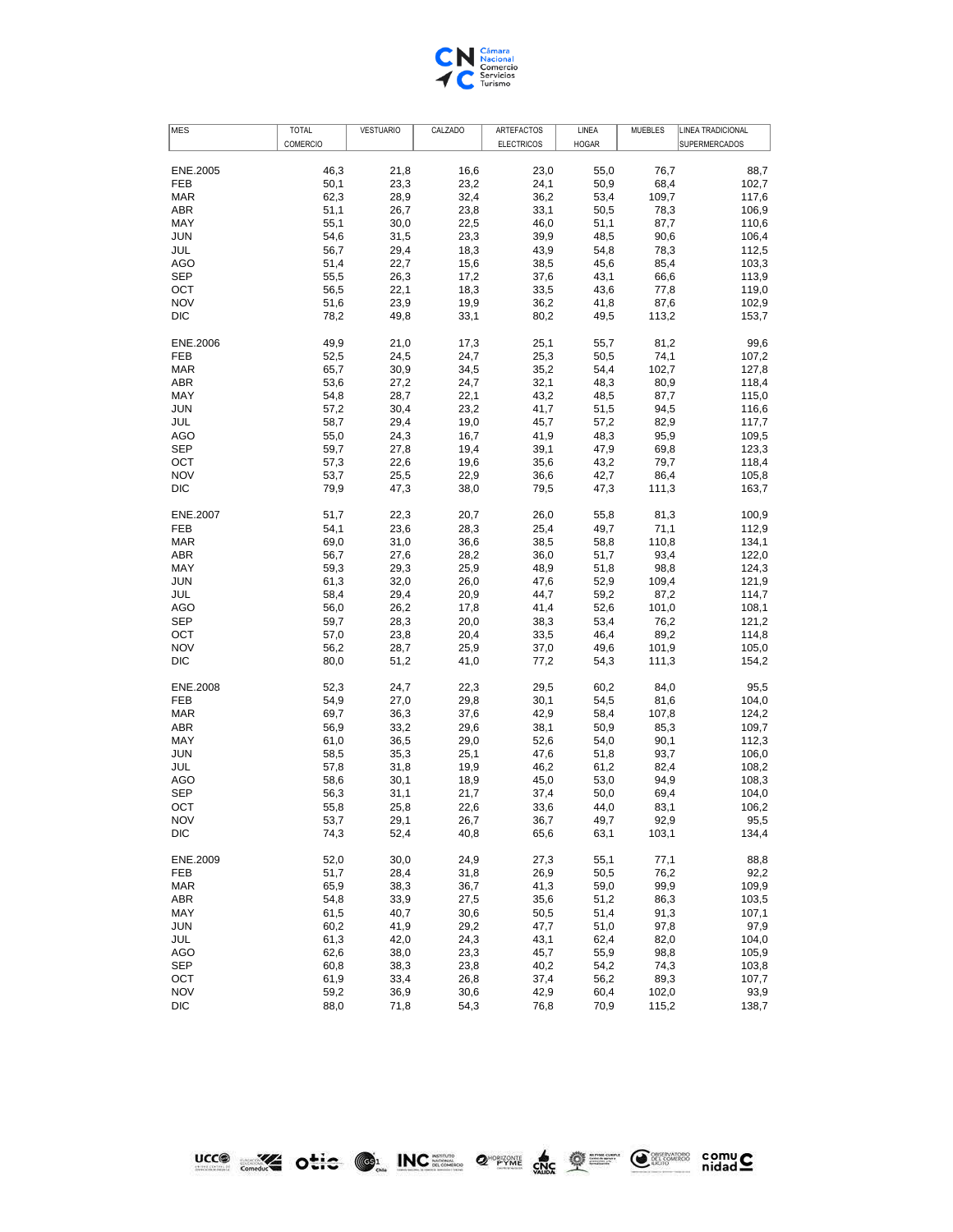| MES | TOTAL COMERCIO | VESTUARIO | CALZADO | ARTEFACTOS ELECTRICOS | LINEA HOGAR | MUEBLES | LINEA TRADICIONAL SUPERMERCADOS |
|---|---|---|---|---|---|---|---|
| ENE.2005 | 46,3 | 21,8 | 16,6 | 23,0 | 55,0 | 76,7 | 88,7 |
| FEB | 50,1 | 23,3 | 23,2 | 24,1 | 50,9 | 68,4 | 102,7 |
| MAR | 62,3 | 28,9 | 32,4 | 36,2 | 53,4 | 109,7 | 117,6 |
| ABR | 51,1 | 26,7 | 23,8 | 33,1 | 50,5 | 78,3 | 106,9 |
| MAY | 55,1 | 30,0 | 22,5 | 46,0 | 51,1 | 87,7 | 110,6 |
| JUN | 54,6 | 31,5 | 23,3 | 39,9 | 48,5 | 90,6 | 106,4 |
| JUL | 56,7 | 29,4 | 18,3 | 43,9 | 54,8 | 78,3 | 112,5 |
| AGO | 51,4 | 22,7 | 15,6 | 38,5 | 45,6 | 85,4 | 103,3 |
| SEP | 55,5 | 26,3 | 17,2 | 37,6 | 43,1 | 66,6 | 113,9 |
| OCT | 56,5 | 22,1 | 18,3 | 33,5 | 43,6 | 77,8 | 119,0 |
| NOV | 51,6 | 23,9 | 19,9 | 36,2 | 41,8 | 87,6 | 102,9 |
| DIC | 78,2 | 49,8 | 33,1 | 80,2 | 49,5 | 113,2 | 153,7 |
| ENE.2006 | 49,9 | 21,0 | 17,3 | 25,1 | 55,7 | 81,2 | 99,6 |
| FEB | 52,5 | 24,5 | 24,7 | 25,3 | 50,5 | 74,1 | 107,2 |
| MAR | 65,7 | 30,9 | 34,5 | 35,2 | 54,4 | 102,7 | 127,8 |
| ABR | 53,6 | 27,2 | 24,7 | 32,1 | 48,3 | 80,9 | 118,4 |
| MAY | 54,8 | 28,7 | 22,1 | 43,2 | 48,5 | 87,7 | 115,0 |
| JUN | 57,2 | 30,4 | 23,2 | 41,7 | 51,5 | 94,5 | 116,6 |
| JUL | 58,7 | 29,4 | 19,0 | 45,7 | 57,2 | 82,9 | 117,7 |
| AGO | 55,0 | 24,3 | 16,7 | 41,9 | 48,3 | 95,9 | 109,5 |
| SEP | 59,7 | 27,8 | 19,4 | 39,1 | 47,9 | 69,8 | 123,3 |
| OCT | 57,3 | 22,6 | 19,6 | 35,6 | 43,2 | 79,7 | 118,4 |
| NOV | 53,7 | 25,5 | 22,9 | 36,6 | 42,7 | 86,4 | 105,8 |
| DIC | 79,9 | 47,3 | 38,0 | 79,5 | 47,3 | 111,3 | 163,7 |
| ENE.2007 | 51,7 | 22,3 | 20,7 | 26,0 | 55,8 | 81,3 | 100,9 |
| FEB | 54,1 | 23,6 | 28,3 | 25,4 | 49,7 | 71,1 | 112,9 |
| MAR | 69,0 | 31,0 | 36,6 | 38,5 | 58,8 | 110,8 | 134,1 |
| ABR | 56,7 | 27,6 | 28,2 | 36,0 | 51,7 | 93,4 | 122,0 |
| MAY | 59,3 | 29,3 | 25,9 | 48,9 | 51,8 | 98,8 | 124,3 |
| JUN | 61,3 | 32,0 | 26,0 | 47,6 | 52,9 | 109,4 | 121,9 |
| JUL | 58,4 | 29,4 | 20,9 | 44,7 | 59,2 | 87,2 | 114,7 |
| AGO | 56,0 | 26,2 | 17,8 | 41,4 | 52,6 | 101,0 | 108,1 |
| SEP | 59,7 | 28,3 | 20,0 | 38,3 | 53,4 | 76,2 | 121,2 |
| OCT | 57,0 | 23,8 | 20,4 | 33,5 | 46,4 | 89,2 | 114,8 |
| NOV | 56,2 | 28,7 | 25,9 | 37,0 | 49,6 | 101,9 | 105,0 |
| DIC | 80,0 | 51,2 | 41,0 | 77,2 | 54,3 | 111,3 | 154,2 |
| ENE.2008 | 52,3 | 24,7 | 22,3 | 29,5 | 60,2 | 84,0 | 95,5 |
| FEB | 54,9 | 27,0 | 29,8 | 30,1 | 54,5 | 81,6 | 104,0 |
| MAR | 69,7 | 36,3 | 37,6 | 42,9 | 58,4 | 107,8 | 124,2 |
| ABR | 56,9 | 33,2 | 29,6 | 38,1 | 50,9 | 85,3 | 109,7 |
| MAY | 61,0 | 36,5 | 29,0 | 52,6 | 54,0 | 90,1 | 112,3 |
| JUN | 58,5 | 35,3 | 25,1 | 47,6 | 51,8 | 93,7 | 106,0 |
| JUL | 57,8 | 31,8 | 19,9 | 46,2 | 61,2 | 82,4 | 108,2 |
| AGO | 58,6 | 30,1 | 18,9 | 45,0 | 53,0 | 94,9 | 108,3 |
| SEP | 56,3 | 31,1 | 21,7 | 37,4 | 50,0 | 69,4 | 104,0 |
| OCT | 55,8 | 25,8 | 22,6 | 33,6 | 44,0 | 83,1 | 106,2 |
| NOV | 53,7 | 29,1 | 26,7 | 36,7 | 49,7 | 92,9 | 95,5 |
| DIC | 74,3 | 52,4 | 40,8 | 65,6 | 63,1 | 103,1 | 134,4 |
| ENE.2009 | 52,0 | 30,0 | 24,9 | 27,3 | 55,1 | 77,1 | 88,8 |
| FEB | 51,7 | 28,4 | 31,8 | 26,9 | 50,5 | 76,2 | 92,2 |
| MAR | 65,9 | 38,3 | 36,7 | 41,3 | 59,0 | 99,9 | 109,9 |
| ABR | 54,8 | 33,9 | 27,5 | 35,6 | 51,2 | 86,3 | 103,5 |
| MAY | 61,5 | 40,7 | 30,6 | 50,5 | 51,4 | 91,3 | 107,1 |
| JUN | 60,2 | 41,9 | 29,2 | 47,7 | 51,0 | 97,8 | 97,9 |
| JUL | 61,3 | 42,0 | 24,3 | 43,1 | 62,4 | 82,0 | 104,0 |
| AGO | 62,6 | 38,0 | 23,3 | 45,7 | 55,9 | 98,8 | 105,9 |
| SEP | 60,8 | 38,3 | 23,8 | 40,2 | 54,2 | 74,3 | 103,8 |
| OCT | 61,9 | 33,4 | 26,8 | 37,4 | 56,2 | 89,3 | 107,7 |
| NOV | 59,2 | 36,9 | 30,6 | 42,9 | 60,4 | 102,0 | 93,9 |
| DIC | 88,0 | 71,8 | 54,3 | 76,8 | 70,9 | 115,2 | 138,7 |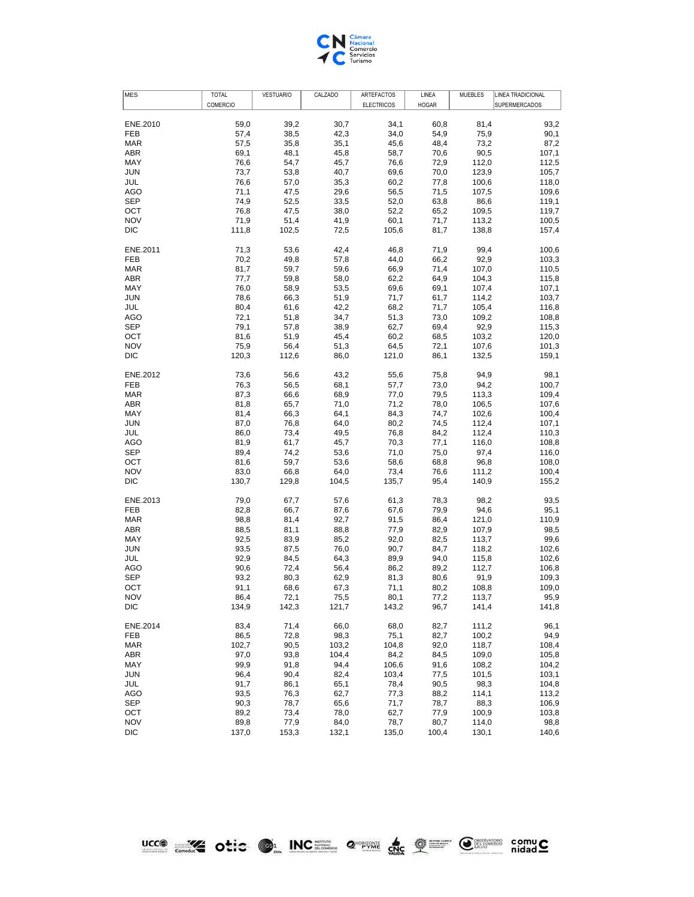| MES | TOTAL COMERCIO | VESTUARIO | CALZADO | ARTEFACTOS ELECTRICOS | LINEA HOGAR | MUEBLES | LINEA TRADICIONAL SUPERMERCADOS |
|---|---|---|---|---|---|---|---|
| ENE.2010 | 59,0 | 39,2 | 30,7 | 34,1 | 60,8 | 81,4 | 93,2 |
| FEB | 57,4 | 38,5 | 42,3 | 34,0 | 54,9 | 75,9 | 90,1 |
| MAR | 57,5 | 35,8 | 35,1 | 45,6 | 48,4 | 73,2 | 87,2 |
| ABR | 69,1 | 48,1 | 45,8 | 58,7 | 70,6 | 90,5 | 107,1 |
| MAY | 76,6 | 54,7 | 45,7 | 76,6 | 72,9 | 112,0 | 112,5 |
| JUN | 73,7 | 53,8 | 40,7 | 69,6 | 70,0 | 123,9 | 105,7 |
| JUL | 76,6 | 57,0 | 35,3 | 60,2 | 77,8 | 100,6 | 118,0 |
| AGO | 71,1 | 47,5 | 29,6 | 56,5 | 71,5 | 107,5 | 109,6 |
| SEP | 74,9 | 52,5 | 33,5 | 52,0 | 63,8 | 86,6 | 119,1 |
| OCT | 76,8 | 47,5 | 38,0 | 52,2 | 65,2 | 109,5 | 119,7 |
| NOV | 71,9 | 51,4 | 41,9 | 60,1 | 71,7 | 113,2 | 100,5 |
| DIC | 111,8 | 102,5 | 72,5 | 105,6 | 81,7 | 138,8 | 157,4 |
| ENE.2011 | 71,3 | 53,6 | 42,4 | 46,8 | 71,9 | 99,4 | 100,6 |
| FEB | 70,2 | 49,8 | 57,8 | 44,0 | 66,2 | 92,9 | 103,3 |
| MAR | 81,7 | 59,7 | 59,6 | 66,9 | 71,4 | 107,0 | 110,5 |
| ABR | 77,7 | 59,8 | 58,0 | 62,2 | 64,9 | 104,3 | 115,8 |
| MAY | 76,0 | 58,9 | 53,5 | 69,6 | 69,1 | 107,4 | 107,1 |
| JUN | 78,6 | 66,3 | 51,9 | 71,7 | 61,7 | 114,2 | 103,7 |
| JUL | 80,4 | 61,6 | 42,2 | 68,2 | 71,7 | 105,4 | 116,8 |
| AGO | 72,1 | 51,8 | 34,7 | 51,3 | 73,0 | 109,2 | 108,8 |
| SEP | 79,1 | 57,8 | 38,9 | 62,7 | 69,4 | 92,9 | 115,3 |
| OCT | 81,6 | 51,9 | 45,4 | 60,2 | 68,5 | 103,2 | 120,0 |
| NOV | 75,9 | 56,4 | 51,3 | 64,5 | 72,1 | 107,6 | 101,3 |
| DIC | 120,3 | 112,6 | 86,0 | 121,0 | 86,1 | 132,5 | 159,1 |
| ENE.2012 | 73,6 | 56,6 | 43,2 | 55,6 | 75,8 | 94,9 | 98,1 |
| FEB | 76,3 | 56,5 | 68,1 | 57,7 | 73,0 | 94,2 | 100,7 |
| MAR | 87,3 | 66,6 | 68,9 | 77,0 | 79,5 | 113,3 | 109,4 |
| ABR | 81,8 | 65,7 | 71,0 | 71,2 | 78,0 | 106,5 | 107,6 |
| MAY | 81,4 | 66,3 | 64,1 | 84,3 | 74,7 | 102,6 | 100,4 |
| JUN | 87,0 | 76,8 | 64,0 | 80,2 | 74,5 | 112,4 | 107,1 |
| JUL | 86,0 | 73,4 | 49,5 | 76,8 | 84,2 | 112,4 | 110,3 |
| AGO | 81,9 | 61,7 | 45,7 | 70,3 | 77,1 | 116,0 | 108,8 |
| SEP | 89,4 | 74,2 | 53,6 | 71,0 | 75,0 | 97,4 | 116,0 |
| OCT | 81,6 | 59,7 | 53,6 | 58,6 | 68,8 | 96,8 | 108,0 |
| NOV | 83,0 | 66,8 | 64,0 | 73,4 | 76,6 | 111,2 | 100,4 |
| DIC | 130,7 | 129,8 | 104,5 | 135,7 | 95,4 | 140,9 | 155,2 |
| ENE.2013 | 79,0 | 67,7 | 57,6 | 61,3 | 78,3 | 98,2 | 93,5 |
| FEB | 82,8 | 66,7 | 87,6 | 67,6 | 79,9 | 94,6 | 95,1 |
| MAR | 98,8 | 81,4 | 92,7 | 91,5 | 86,4 | 121,0 | 110,9 |
| ABR | 88,5 | 81,1 | 88,8 | 77,9 | 82,9 | 107,9 | 98,5 |
| MAY | 92,5 | 83,9 | 85,2 | 92,0 | 82,5 | 113,7 | 99,6 |
| JUN | 93,5 | 87,5 | 76,0 | 90,7 | 84,7 | 118,2 | 102,6 |
| JUL | 92,9 | 84,5 | 64,3 | 89,9 | 94,0 | 115,8 | 102,6 |
| AGO | 90,6 | 72,4 | 56,4 | 86,2 | 89,2 | 112,7 | 106,8 |
| SEP | 93,2 | 80,3 | 62,9 | 81,3 | 80,6 | 91,9 | 109,3 |
| OCT | 91,1 | 68,6 | 67,3 | 71,1 | 80,2 | 108,8 | 109,0 |
| NOV | 86,4 | 72,1 | 75,5 | 80,1 | 77,2 | 113,7 | 95,9 |
| DIC | 134,9 | 142,3 | 121,7 | 143,2 | 96,7 | 141,4 | 141,8 |
| ENE.2014 | 83,4 | 71,4 | 66,0 | 68,0 | 82,7 | 111,2 | 96,1 |
| FEB | 86,5 | 72,8 | 98,3 | 75,1 | 82,7 | 100,2 | 94,9 |
| MAR | 102,7 | 90,5 | 103,2 | 104,8 | 92,0 | 118,7 | 108,4 |
| ABR | 97,0 | 93,8 | 104,4 | 84,2 | 84,5 | 109,0 | 105,8 |
| MAY | 99,9 | 91,8 | 94,4 | 106,6 | 91,6 | 108,2 | 104,2 |
| JUN | 96,4 | 90,4 | 82,4 | 103,4 | 77,5 | 101,5 | 103,1 |
| JUL | 91,7 | 86,1 | 65,1 | 78,4 | 90,5 | 98,3 | 104,8 |
| AGO | 93,5 | 76,3 | 62,7 | 77,3 | 88,2 | 114,1 | 113,2 |
| SEP | 90,3 | 78,7 | 65,6 | 71,7 | 78,7 | 88,3 | 106,9 |
| OCT | 89,2 | 73,4 | 78,0 | 62,7 | 77,9 | 100,9 | 103,8 |
| NOV | 89,8 | 77,9 | 84,0 | 78,7 | 80,7 | 114,0 | 98,8 |
| DIC | 137,0 | 153,3 | 132,1 | 135,0 | 100,4 | 130,1 | 140,6 |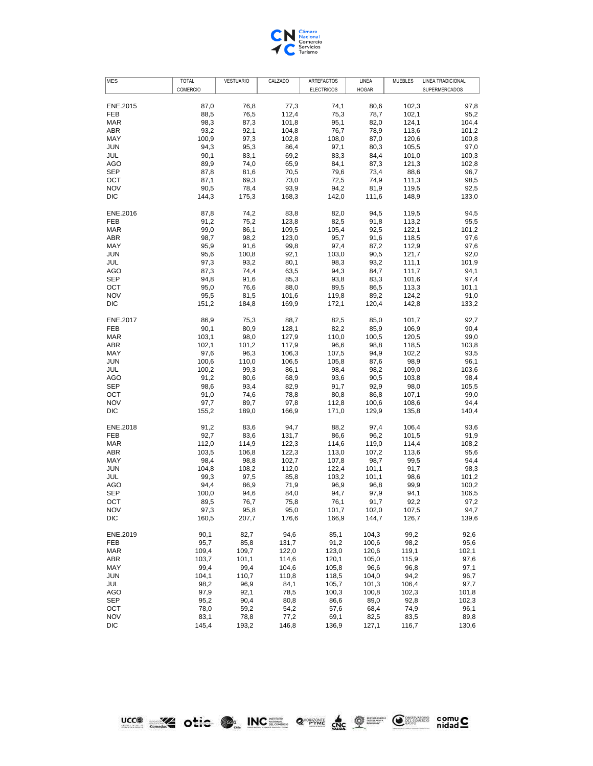| MES | TOTAL COMERCIO | VESTUARIO | CALZADO | ARTEFACTOS ELECTRICOS | LINEA HOGAR | MUEBLES | LINEA TRADICIONAL SUPERMERCADOS |
|---|---|---|---|---|---|---|---|
| ENE.2015 | 87,0 | 76,8 | 77,3 | 74,1 | 80,6 | 102,3 | 97,8 |
| FEB | 88,5 | 76,5 | 112,4 | 75,3 | 78,7 | 102,1 | 95,2 |
| MAR | 98,3 | 87,3 | 101,8 | 95,1 | 82,0 | 124,1 | 104,4 |
| ABR | 93,2 | 92,1 | 104,8 | 76,7 | 78,9 | 113,6 | 101,2 |
| MAY | 100,9 | 97,3 | 102,8 | 108,0 | 87,0 | 120,6 | 100,8 |
| JUN | 94,3 | 95,3 | 86,4 | 97,1 | 80,3 | 105,5 | 97,0 |
| JUL | 90,1 | 83,1 | 69,2 | 83,3 | 84,4 | 101,0 | 100,3 |
| AGO | 89,9 | 74,0 | 65,9 | 84,1 | 87,3 | 121,3 | 102,8 |
| SEP | 87,8 | 81,6 | 70,5 | 79,6 | 73,4 | 88,6 | 96,7 |
| OCT | 87,1 | 69,3 | 73,0 | 72,5 | 74,9 | 111,3 | 98,5 |
| NOV | 90,5 | 78,4 | 93,9 | 94,2 | 81,9 | 119,5 | 92,5 |
| DIC | 144,3 | 175,3 | 168,3 | 142,0 | 111,6 | 148,9 | 133,0 |
| ENE.2016 | 87,8 | 74,2 | 83,8 | 82,0 | 94,5 | 119,5 | 94,5 |
| FEB | 91,2 | 75,2 | 123,8 | 82,5 | 91,8 | 113,2 | 95,5 |
| MAR | 99,0 | 86,1 | 109,5 | 105,4 | 92,5 | 122,1 | 101,2 |
| ABR | 98,7 | 98,2 | 123,0 | 95,7 | 91,6 | 118,5 | 97,6 |
| MAY | 95,9 | 91,6 | 99,8 | 97,4 | 87,2 | 112,9 | 97,6 |
| JUN | 95,6 | 100,8 | 92,1 | 103,0 | 90,5 | 121,7 | 92,0 |
| JUL | 97,3 | 93,2 | 80,1 | 98,3 | 93,2 | 111,1 | 101,9 |
| AGO | 87,3 | 74,4 | 63,5 | 94,3 | 84,7 | 111,7 | 94,1 |
| SEP | 94,8 | 91,6 | 85,3 | 93,8 | 83,3 | 101,6 | 97,4 |
| OCT | 95,0 | 76,6 | 88,0 | 89,5 | 86,5 | 113,3 | 101,1 |
| NOV | 95,5 | 81,5 | 101,6 | 119,8 | 89,2 | 124,2 | 91,0 |
| DIC | 151,2 | 184,8 | 169,9 | 172,1 | 120,4 | 142,8 | 133,2 |
| ENE.2017 | 86,9 | 75,3 | 88,7 | 82,5 | 85,0 | 101,7 | 92,7 |
| FEB | 90,1 | 80,9 | 128,1 | 82,2 | 85,9 | 106,9 | 90,4 |
| MAR | 103,1 | 98,0 | 127,9 | 110,0 | 100,5 | 120,5 | 99,0 |
| ABR | 102,1 | 101,2 | 117,9 | 96,6 | 98,8 | 118,5 | 103,8 |
| MAY | 97,6 | 96,3 | 106,3 | 107,5 | 94,9 | 102,2 | 93,5 |
| JUN | 100,6 | 110,0 | 106,5 | 105,8 | 87,6 | 98,9 | 96,1 |
| JUL | 100,2 | 99,3 | 86,1 | 98,4 | 98,2 | 109,0 | 103,6 |
| AGO | 91,2 | 80,6 | 68,9 | 93,6 | 90,5 | 103,8 | 98,4 |
| SEP | 98,6 | 93,4 | 82,9 | 91,7 | 92,9 | 98,0 | 105,5 |
| OCT | 91,0 | 74,6 | 78,8 | 80,8 | 86,8 | 107,1 | 99,0 |
| NOV | 97,7 | 89,7 | 97,8 | 112,8 | 100,6 | 108,6 | 94,4 |
| DIC | 155,2 | 189,0 | 166,9 | 171,0 | 129,9 | 135,8 | 140,4 |
| ENE.2018 | 91,2 | 83,6 | 94,7 | 88,2 | 97,4 | 106,4 | 93,6 |
| FEB | 92,7 | 83,6 | 131,7 | 86,6 | 96,2 | 101,5 | 91,9 |
| MAR | 112,0 | 114,9 | 122,3 | 114,6 | 119,0 | 114,4 | 108,2 |
| ABR | 103,5 | 106,8 | 122,3 | 113,0 | 107,2 | 113,6 | 95,6 |
| MAY | 98,4 | 98,8 | 102,7 | 107,8 | 98,7 | 99,5 | 94,4 |
| JUN | 104,8 | 108,2 | 112,0 | 122,4 | 101,1 | 91,7 | 98,3 |
| JUL | 99,3 | 97,5 | 85,8 | 103,2 | 101,1 | 98,6 | 101,2 |
| AGO | 94,4 | 86,9 | 71,9 | 96,9 | 96,8 | 99,9 | 100,2 |
| SEP | 100,0 | 94,6 | 84,0 | 94,7 | 97,9 | 94,1 | 106,5 |
| OCT | 89,5 | 76,7 | 75,8 | 76,1 | 91,7 | 92,2 | 97,2 |
| NOV | 97,3 | 95,8 | 95,0 | 101,7 | 102,0 | 107,5 | 94,7 |
| DIC | 160,5 | 207,7 | 176,6 | 166,9 | 144,7 | 126,7 | 139,6 |
| ENE.2019 | 90,1 | 82,7 | 94,6 | 85,1 | 104,3 | 99,2 | 92,6 |
| FEB | 95,7 | 85,8 | 131,7 | 91,2 | 100,6 | 98,2 | 95,6 |
| MAR | 109,4 | 109,7 | 122,0 | 123,0 | 120,6 | 119,1 | 102,1 |
| ABR | 103,7 | 101,1 | 114,6 | 120,1 | 105,0 | 115,9 | 97,6 |
| MAY | 99,4 | 99,4 | 104,6 | 105,8 | 96,6 | 96,8 | 97,1 |
| JUN | 104,1 | 110,7 | 110,8 | 118,5 | 104,0 | 94,2 | 96,7 |
| JUL | 98,2 | 96,9 | 84,1 | 105,7 | 101,3 | 106,4 | 97,7 |
| AGO | 97,9 | 92,1 | 78,5 | 100,3 | 100,8 | 102,3 | 101,8 |
| SEP | 95,2 | 90,4 | 80,8 | 86,6 | 89,0 | 92,8 | 102,3 |
| OCT | 78,0 | 59,2 | 54,2 | 57,6 | 68,4 | 74,9 | 96,1 |
| NOV | 83,1 | 78,8 | 77,2 | 69,1 | 82,5 | 83,5 | 89,8 |
| DIC | 145,4 | 193,2 | 146,8 | 136,9 | 127,1 | 116,7 | 130,6 |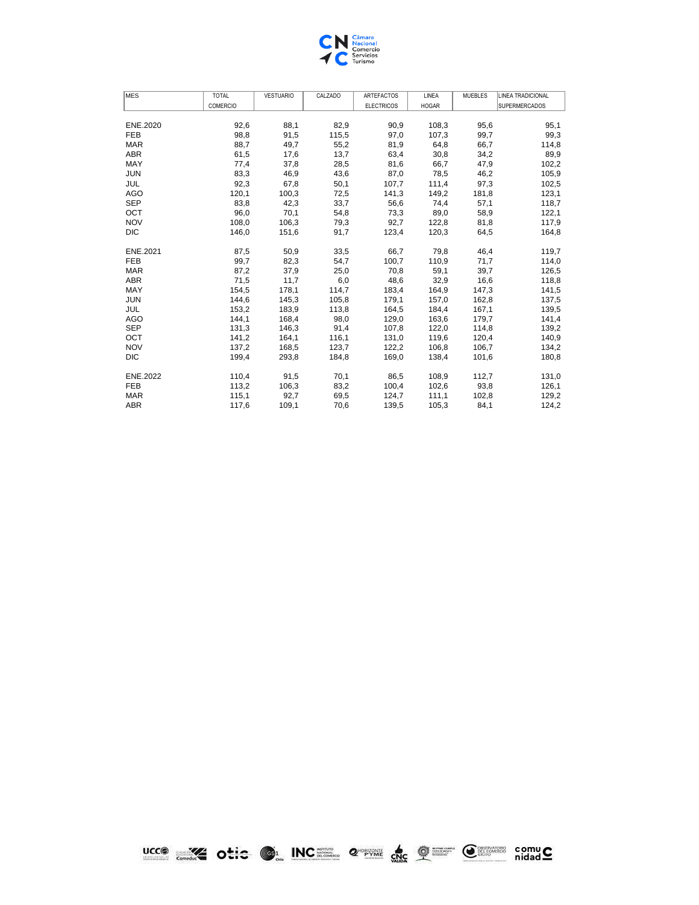| MES | TOTAL COMERCIO | VESTUARIO | CALZADO | ARTEFACTOS ELECTRICOS | LINEA HOGAR | MUEBLES | LINEA TRADICIONAL SUPERMERCADOS |
|---|---|---|---|---|---|---|---|
| ENE.2020 | 92,6 | 88,1 | 82,9 | 90,9 | 108,3 | 95,6 | 95,1 |
| FEB | 98,8 | 91,5 | 115,5 | 97,0 | 107,3 | 99,7 | 99,3 |
| MAR | 88,7 | 49,7 | 55,2 | 81,9 | 64,8 | 66,7 | 114,8 |
| ABR | 61,5 | 17,6 | 13,7 | 63,4 | 30,8 | 34,2 | 89,9 |
| MAY | 77,4 | 37,8 | 28,5 | 81,6 | 66,7 | 47,9 | 102,2 |
| JUN | 83,3 | 46,9 | 43,6 | 87,0 | 78,5 | 46,2 | 105,9 |
| JUL | 92,3 | 67,8 | 50,1 | 107,7 | 111,4 | 97,3 | 102,5 |
| AGO | 120,1 | 100,3 | 72,5 | 141,3 | 149,2 | 181,8 | 123,1 |
| SEP | 83,8 | 42,3 | 33,7 | 56,6 | 74,4 | 57,1 | 118,7 |
| OCT | 96,0 | 70,1 | 54,8 | 73,3 | 89,0 | 58,9 | 122,1 |
| NOV | 108,0 | 106,3 | 79,3 | 92,7 | 122,8 | 81,8 | 117,9 |
| DIC | 146,0 | 151,6 | 91,7 | 123,4 | 120,3 | 64,5 | 164,8 |
| ENE.2021 | 87,5 | 50,9 | 33,5 | 66,7 | 79,8 | 46,4 | 119,7 |
| FEB | 99,7 | 82,3 | 54,7 | 100,7 | 110,9 | 71,7 | 114,0 |
| MAR | 87,2 | 37,9 | 25,0 | 70,8 | 59,1 | 39,7 | 126,5 |
| ABR | 71,5 | 11,7 | 6,0 | 48,6 | 32,9 | 16,6 | 118,8 |
| MAY | 154,5 | 178,1 | 114,7 | 183,4 | 164,9 | 147,3 | 141,5 |
| JUN | 144,6 | 145,3 | 105,8 | 179,1 | 157,0 | 162,8 | 137,5 |
| JUL | 153,2 | 183,9 | 113,8 | 164,5 | 184,4 | 167,1 | 139,5 |
| AGO | 144,1 | 168,4 | 98,0 | 129,0 | 163,6 | 179,7 | 141,4 |
| SEP | 131,3 | 146,3 | 91,4 | 107,8 | 122,0 | 114,8 | 139,2 |
| OCT | 141,2 | 164,1 | 116,1 | 131,0 | 119,6 | 120,4 | 140,9 |
| NOV | 137,2 | 168,5 | 123,7 | 122,2 | 106,8 | 106,7 | 134,2 |
| DIC | 199,4 | 293,8 | 184,8 | 169,0 | 138,4 | 101,6 | 180,8 |
| ENE.2022 | 110,4 | 91,5 | 70,1 | 86,5 | 108,9 | 112,7 | 131,0 |
| FEB | 113,2 | 106,3 | 83,2 | 100,4 | 102,6 | 93,8 | 126,1 |
| MAR | 115,1 | 92,7 | 69,5 | 124,7 | 111,1 | 102,8 | 129,2 |
| ABR | 117,6 | 109,1 | 70,6 | 139,5 | 105,3 | 84,1 | 124,2 |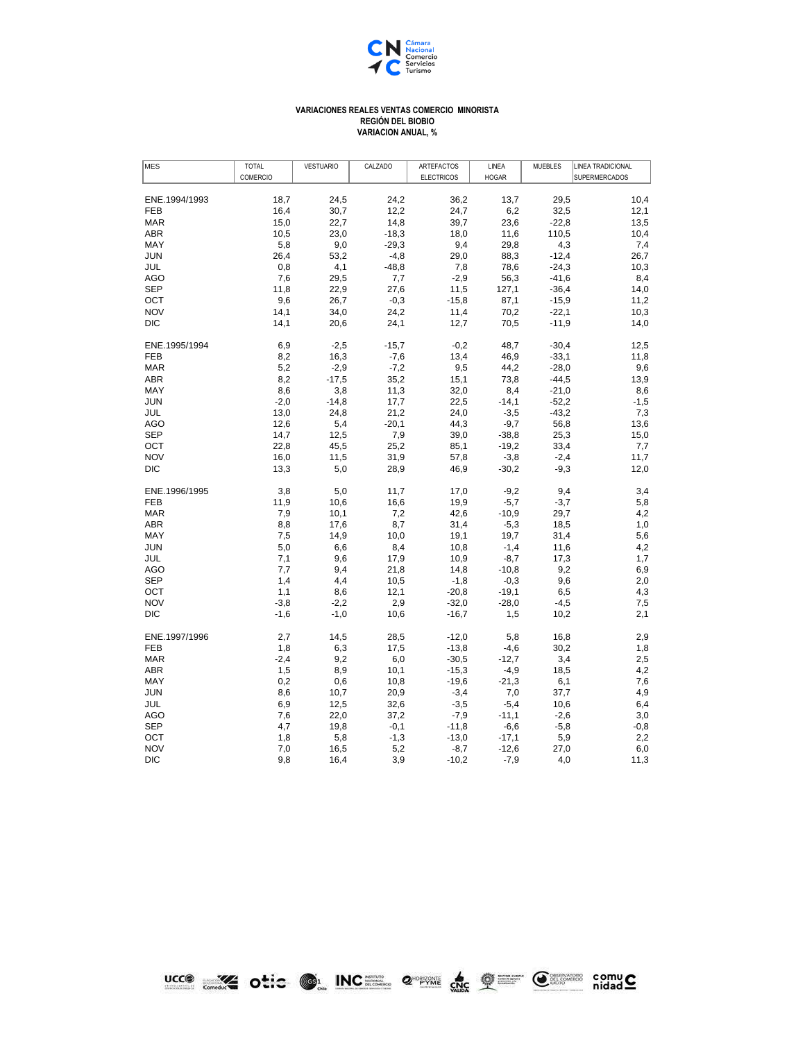**VARIACIONES REALES VENTAS COMERCIO MINORISTA**
**REGIÓN DEL BIOBIO**
**VARIACION ANUAL, %**

| MES | TOTAL COMERCIO | VESTUARIO | CALZADO | ARTEFACTOS ELECTRICOS | LINEA HOGAR | MUEBLES | LINEA TRADICIONAL SUPERMERCADOS |
|---|---|---|---|---|---|---|---|
| ENE.1994/1993 | 18,7 | 24,5 | 24,2 | 36,2 | 13,7 | 29,5 | 10,4 |
| FEB | 16,4 | 30,7 | 12,2 | 24,7 | 6,2 | 32,5 | 12,1 |
| MAR | 15,0 | 22,7 | 14,8 | 39,7 | 23,6 | -22,8 | 13,5 |
| ABR | 10,5 | 23,0 | -18,3 | 18,0 | 11,6 | 110,5 | 10,4 |
| MAY | 5,8 | 9,0 | -29,3 | 9,4 | 29,8 | 4,3 | 7,4 |
| JUN | 26,4 | 53,2 | -4,8 | 29,0 | 88,3 | -12,4 | 26,7 |
| JUL | 0,8 | 4,1 | -48,8 | 7,8 | 78,6 | -24,3 | 10,3 |
| AGO | 7,6 | 29,5 | 7,7 | -2,9 | 56,3 | -41,6 | 8,4 |
| SEP | 11,8 | 22,9 | 27,6 | 11,5 | 127,1 | -36,4 | 14,0 |
| OCT | 9,6 | 26,7 | -0,3 | -15,8 | 87,1 | -15,9 | 11,2 |
| NOV | 14,1 | 34,0 | 24,2 | 11,4 | 70,2 | -22,1 | 10,3 |
| DIC | 14,1 | 20,6 | 24,1 | 12,7 | 70,5 | -11,9 | 14,0 |
| ENE.1995/1994 | 6,9 | -2,5 | -15,7 | -0,2 | 48,7 | -30,4 | 12,5 |
| FEB | 8,2 | 16,3 | -7,6 | 13,4 | 46,9 | -33,1 | 11,8 |
| MAR | 5,2 | -2,9 | -7,2 | 9,5 | 44,2 | -28,0 | 9,6 |
| ABR | 8,2 | -17,5 | 35,2 | 15,1 | 73,8 | -44,5 | 13,9 |
| MAY | 8,6 | 3,8 | 11,3 | 32,0 | 8,4 | -21,0 | 8,6 |
| JUN | -2,0 | -14,8 | 17,7 | 22,5 | -14,1 | -52,2 | -1,5 |
| JUL | 13,0 | 24,8 | 21,2 | 24,0 | -3,5 | -43,2 | 7,3 |
| AGO | 12,6 | 5,4 | -20,1 | 44,3 | -9,7 | 56,8 | 13,6 |
| SEP | 14,7 | 12,5 | 7,9 | 39,0 | -38,8 | 25,3 | 15,0 |
| OCT | 22,8 | 45,5 | 25,2 | 85,1 | -19,2 | 33,4 | 7,7 |
| NOV | 16,0 | 11,5 | 31,9 | 57,8 | -3,8 | -2,4 | 11,7 |
| DIC | 13,3 | 5,0 | 28,9 | 46,9 | -30,2 | -9,3 | 12,0 |
| ENE.1996/1995 | 3,8 | 5,0 | 11,7 | 17,0 | -9,2 | 9,4 | 3,4 |
| FEB | 11,9 | 10,6 | 16,6 | 19,9 | -5,7 | -3,7 | 5,8 |
| MAR | 7,9 | 10,1 | 7,2 | 42,6 | -10,9 | 29,7 | 4,2 |
| ABR | 8,8 | 17,6 | 8,7 | 31,4 | -5,3 | 18,5 | 1,0 |
| MAY | 7,5 | 14,9 | 10,0 | 19,1 | 19,7 | 31,4 | 5,6 |
| JUN | 5,0 | 6,6 | 8,4 | 10,8 | -1,4 | 11,6 | 4,2 |
| JUL | 7,1 | 9,6 | 17,9 | 10,9 | -8,7 | 17,3 | 1,7 |
| AGO | 7,7 | 9,4 | 21,8 | 14,8 | -10,8 | 9,2 | 6,9 |
| SEP | 1,4 | 4,4 | 10,5 | -1,8 | -0,3 | 9,6 | 2,0 |
| OCT | 1,1 | 8,6 | 12,1 | -20,8 | -19,1 | 6,5 | 4,3 |
| NOV | -3,8 | -2,2 | 2,9 | -32,0 | -28,0 | -4,5 | 7,5 |
| DIC | -1,6 | -1,0 | 10,6 | -16,7 | 1,5 | 10,2 | 2,1 |
| ENE.1997/1996 | 2,7 | 14,5 | 28,5 | -12,0 | 5,8 | 16,8 | 2,9 |
| FEB | 1,8 | 6,3 | 17,5 | -13,8 | -4,6 | 30,2 | 1,8 |
| MAR | -2,4 | 9,2 | 6,0 | -30,5 | -12,7 | 3,4 | 2,5 |
| ABR | 1,5 | 8,9 | 10,1 | -15,3 | -4,9 | 18,5 | 4,2 |
| MAY | 0,2 | 0,6 | 10,8 | -19,6 | -21,3 | 6,1 | 7,6 |
| JUN | 8,6 | 10,7 | 20,9 | -3,4 | 7,0 | 37,7 | 4,9 |
| JUL | 6,9 | 12,5 | 32,6 | -3,5 | -5,4 | 10,6 | 6,4 |
| AGO | 7,6 | 22,0 | 37,2 | -7,9 | -11,1 | -2,6 | 3,0 |
| SEP | 4,7 | 19,8 | -0,1 | -11,8 | -6,6 | -5,8 | -0,8 |
| OCT | 1,8 | 5,8 | -1,3 | -13,0 | -17,1 | 5,9 | 2,2 |
| NOV | 7,0 | 16,5 | 5,2 | -8,7 | -12,6 | 27,0 | 6,0 |
| DIC | 9,8 | 16,4 | 3,9 | -10,2 | -7,9 | 4,0 | 11,3 |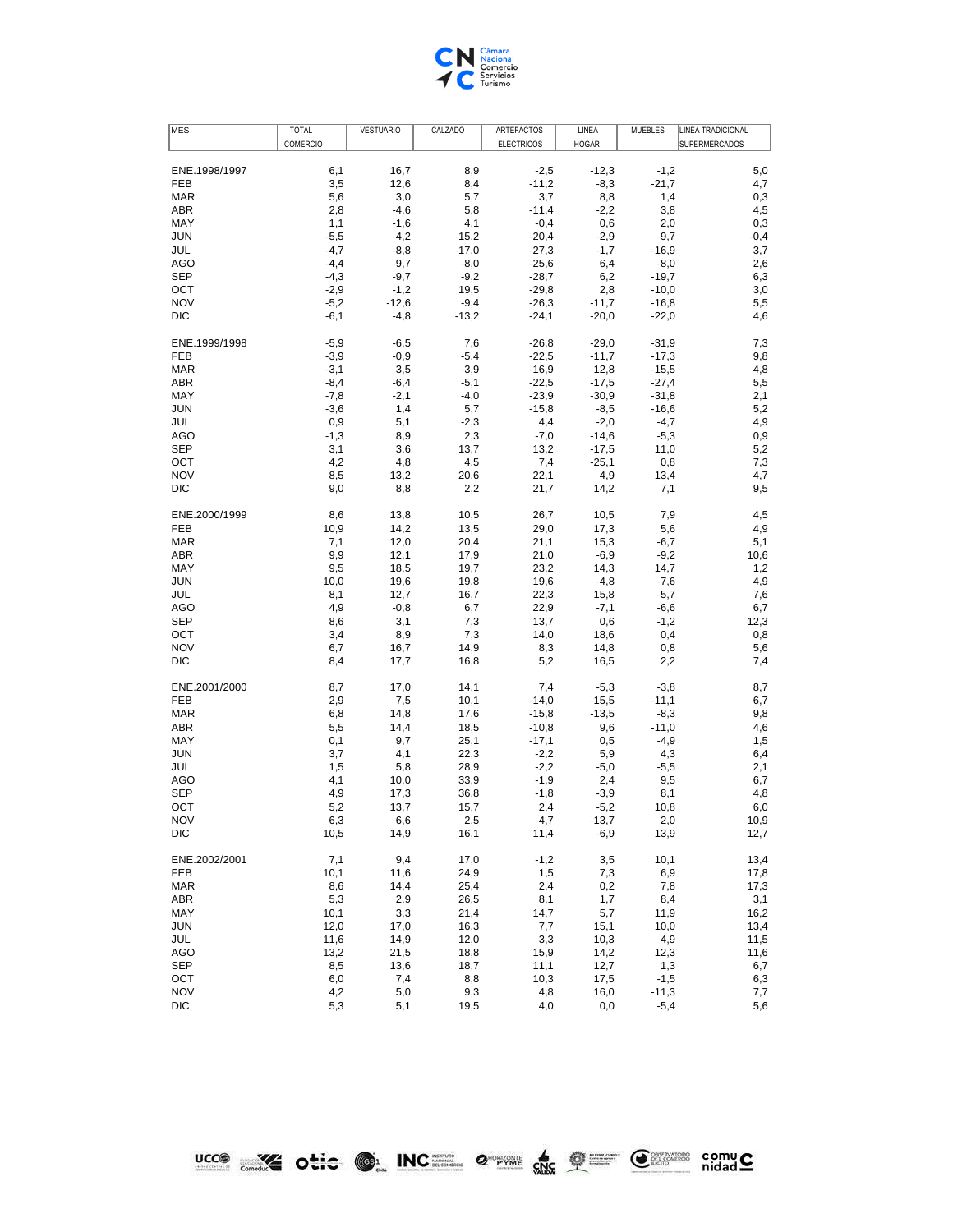| MES | TOTAL COMERCIO | VESTUARIO | CALZADO | ARTEFACTOS ELECTRICOS | LINEA HOGAR | MUEBLES | LINEA TRADICIONAL SUPERMERCADOS |
|---|---|---|---|---|---|---|---|
| ENE.1998/1997 | 6,1 | 16,7 | 8,9 | -2,5 | -12,3 | -1,2 | 5,0 |
| FEB | 3,5 | 12,6 | 8,4 | -11,2 | -8,3 | -21,7 | 4,7 |
| MAR | 5,6 | 3,0 | 5,7 | 3,7 | 8,8 | 1,4 | 0,3 |
| ABR | 2,8 | -4,6 | 5,8 | -11,4 | -2,2 | 3,8 | 4,5 |
| MAY | 1,1 | -1,6 | 4,1 | -0,4 | 0,6 | 2,0 | 0,3 |
| JUN | -5,5 | -4,2 | -15,2 | -20,4 | -2,9 | -9,7 | -0,4 |
| JUL | -4,7 | -8,8 | -17,0 | -27,3 | -1,7 | -16,9 | 3,7 |
| AGO | -4,4 | -9,7 | -8,0 | -25,6 | 6,4 | -8,0 | 2,6 |
| SEP | -4,3 | -9,7 | -9,2 | -28,7 | 6,2 | -19,7 | 6,3 |
| OCT | -2,9 | -1,2 | 19,5 | -29,8 | 2,8 | -10,0 | 3,0 |
| NOV | -5,2 | -12,6 | -9,4 | -26,3 | -11,7 | -16,8 | 5,5 |
| DIC | -6,1 | -4,8 | -13,2 | -24,1 | -20,0 | -22,0 | 4,6 |
| ENE.1999/1998 | -5,9 | -6,5 | 7,6 | -26,8 | -29,0 | -31,9 | 7,3 |
| FEB | -3,9 | -0,9 | -5,4 | -22,5 | -11,7 | -17,3 | 9,8 |
| MAR | -3,1 | 3,5 | -3,9 | -16,9 | -12,8 | -15,5 | 4,8 |
| ABR | -8,4 | -6,4 | -5,1 | -22,5 | -17,5 | -27,4 | 5,5 |
| MAY | -7,8 | -2,1 | -4,0 | -23,9 | -30,9 | -31,8 | 2,1 |
| JUN | -3,6 | 1,4 | 5,7 | -15,8 | -8,5 | -16,6 | 5,2 |
| JUL | 0,9 | 5,1 | -2,3 | 4,4 | -2,0 | -4,7 | 4,9 |
| AGO | -1,3 | 8,9 | 2,3 | -7,0 | -14,6 | -5,3 | 0,9 |
| SEP | 3,1 | 3,6 | 13,7 | 13,2 | -17,5 | 11,0 | 5,2 |
| OCT | 4,2 | 4,8 | 4,5 | 7,4 | -25,1 | 0,8 | 7,3 |
| NOV | 8,5 | 13,2 | 20,6 | 22,1 | 4,9 | 13,4 | 4,7 |
| DIC | 9,0 | 8,8 | 2,2 | 21,7 | 14,2 | 7,1 | 9,5 |
| ENE.2000/1999 | 8,6 | 13,8 | 10,5 | 26,7 | 10,5 | 7,9 | 4,5 |
| FEB | 10,9 | 14,2 | 13,5 | 29,0 | 17,3 | 5,6 | 4,9 |
| MAR | 7,1 | 12,0 | 20,4 | 21,1 | 15,3 | -6,7 | 5,1 |
| ABR | 9,9 | 12,1 | 17,9 | 21,0 | -6,9 | -9,2 | 10,6 |
| MAY | 9,5 | 18,5 | 19,7 | 23,2 | 14,3 | 14,7 | 1,2 |
| JUN | 10,0 | 19,6 | 19,8 | 19,6 | -4,8 | -7,6 | 4,9 |
| JUL | 8,1 | 12,7 | 16,7 | 22,3 | 15,8 | -5,7 | 7,6 |
| AGO | 4,9 | -0,8 | 6,7 | 22,9 | -7,1 | -6,6 | 6,7 |
| SEP | 8,6 | 3,1 | 7,3 | 13,7 | 0,6 | -1,2 | 12,3 |
| OCT | 3,4 | 8,9 | 7,3 | 14,0 | 18,6 | 0,4 | 0,8 |
| NOV | 6,7 | 16,7 | 14,9 | 8,3 | 14,8 | 0,8 | 5,6 |
| DIC | 8,4 | 17,7 | 16,8 | 5,2 | 16,5 | 2,2 | 7,4 |
| ENE.2001/2000 | 8,7 | 17,0 | 14,1 | 7,4 | -5,3 | -3,8 | 8,7 |
| FEB | 2,9 | 7,5 | 10,1 | -14,0 | -15,5 | -11,1 | 6,7 |
| MAR | 6,8 | 14,8 | 17,6 | -15,8 | -13,5 | -8,3 | 9,8 |
| ABR | 5,5 | 14,4 | 18,5 | -10,8 | 9,6 | -11,0 | 4,6 |
| MAY | 0,1 | 9,7 | 25,1 | -17,1 | 0,5 | -4,9 | 1,5 |
| JUN | 3,7 | 4,1 | 22,3 | -2,2 | 5,9 | 4,3 | 6,4 |
| JUL | 1,5 | 5,8 | 28,9 | -2,2 | -5,0 | -5,5 | 2,1 |
| AGO | 4,1 | 10,0 | 33,9 | -1,9 | 2,4 | 9,5 | 6,7 |
| SEP | 4,9 | 17,3 | 36,8 | -1,8 | -3,9 | 8,1 | 4,8 |
| OCT | 5,2 | 13,7 | 15,7 | 2,4 | -5,2 | 10,8 | 6,0 |
| NOV | 6,3 | 6,6 | 2,5 | 4,7 | -13,7 | 2,0 | 10,9 |
| DIC | 10,5 | 14,9 | 16,1 | 11,4 | -6,9 | 13,9 | 12,7 |
| ENE.2002/2001 | 7,1 | 9,4 | 17,0 | -1,2 | 3,5 | 10,1 | 13,4 |
| FEB | 10,1 | 11,6 | 24,9 | 1,5 | 7,3 | 6,9 | 17,8 |
| MAR | 8,6 | 14,4 | 25,4 | 2,4 | 0,2 | 7,8 | 17,3 |
| ABR | 5,3 | 2,9 | 26,5 | 8,1 | 1,7 | 8,4 | 3,1 |
| MAY | 10,1 | 3,3 | 21,4 | 14,7 | 5,7 | 11,9 | 16,2 |
| JUN | 12,0 | 17,0 | 16,3 | 7,7 | 15,1 | 10,0 | 13,4 |
| JUL | 11,6 | 14,9 | 12,0 | 3,3 | 10,3 | 4,9 | 11,5 |
| AGO | 13,2 | 21,5 | 18,8 | 15,9 | 14,2 | 12,3 | 11,6 |
| SEP | 8,5 | 13,6 | 18,7 | 11,1 | 12,7 | 1,3 | 6,7 |
| OCT | 6,0 | 7,4 | 8,8 | 10,3 | 17,5 | -1,5 | 6,3 |
| NOV | 4,2 | 5,0 | 9,3 | 4,8 | 16,0 | -11,3 | 7,7 |
| DIC | 5,3 | 5,1 | 19,5 | 4,0 | 0,0 | -5,4 | 5,6 |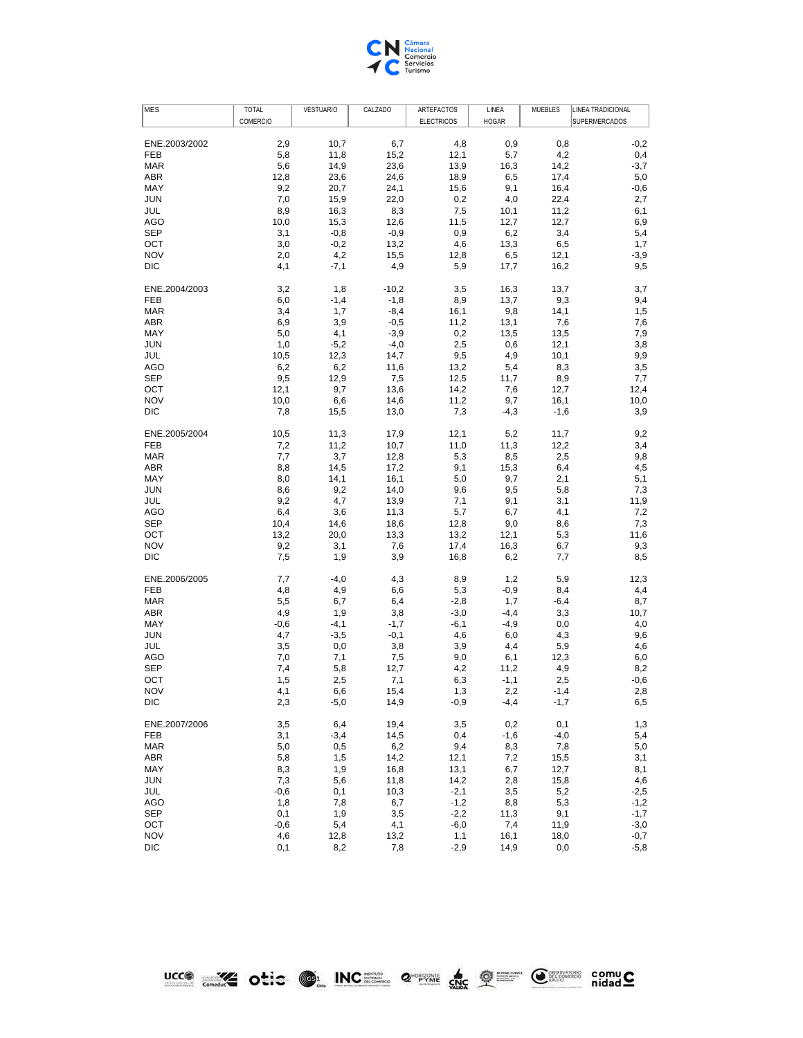| MES | TOTAL COMERCIO | VESTUARIO | CALZADO | ARTEFACTOS ELECTRICOS | LINEA HOGAR | MUEBLES | LINEA TRADICIONAL SUPERMERCADOS |
|---|---|---|---|---|---|---|---|
| ENE.2003/2002 | 2,9 | 10,7 | 6,7 | 4,8 | 0,9 | 0,8 | -0,2 |
| FEB | 5,8 | 11,8 | 15,2 | 12,1 | 5,7 | 4,2 | 0,4 |
| MAR | 5,6 | 14,9 | 23,6 | 13,9 | 16,3 | 14,2 | -3,7 |
| ABR | 12,8 | 23,6 | 24,6 | 18,9 | 6,5 | 17,4 | 5,0 |
| MAY | 9,2 | 20,7 | 24,1 | 15,6 | 9,1 | 16,4 | -0,6 |
| JUN | 7,0 | 15,9 | 22,0 | 0,2 | 4,0 | 22,4 | 2,7 |
| JUL | 8,9 | 16,3 | 8,3 | 7,5 | 10,1 | 11,2 | 6,1 |
| AGO | 10,0 | 15,3 | 12,6 | 11,5 | 12,7 | 12,7 | 6,9 |
| SEP | 3,1 | -0,8 | -0,9 | 0,9 | 6,2 | 3,4 | 5,4 |
| OCT | 3,0 | -0,2 | 13,2 | 4,6 | 13,3 | 6,5 | 1,7 |
| NOV | 2,0 | 4,2 | 15,5 | 12,8 | 6,5 | 12,1 | -3,9 |
| DIC | 4,1 | -7,1 | 4,9 | 5,9 | 17,7 | 16,2 | 9,5 |
| ENE.2004/2003 | 3,2 | 1,8 | -10,2 | 3,5 | 16,3 | 13,7 | 3,7 |
| FEB | 6,0 | -1,4 | -1,8 | 8,9 | 13,7 | 9,3 | 9,4 |
| MAR | 3,4 | 1,7 | -8,4 | 16,1 | 9,8 | 14,1 | 1,5 |
| ABR | 6,9 | 3,9 | -0,5 | 11,2 | 13,1 | 7,6 | 7,6 |
| MAY | 5,0 | 4,1 | -3,9 | 0,2 | 13,5 | 13,5 | 7,9 |
| JUN | 1,0 | -5,2 | -4,0 | 2,5 | 0,6 | 12,1 | 3,8 |
| JUL | 10,5 | 12,3 | 14,7 | 9,5 | 4,9 | 10,1 | 9,9 |
| AGO | 6,2 | 6,2 | 11,6 | 13,2 | 5,4 | 8,3 | 3,5 |
| SEP | 9,5 | 12,9 | 7,5 | 12,5 | 11,7 | 8,9 | 7,7 |
| OCT | 12,1 | 9,7 | 13,6 | 14,2 | 7,6 | 12,7 | 12,4 |
| NOV | 10,0 | 6,6 | 14,6 | 11,2 | 9,7 | 16,1 | 10,0 |
| DIC | 7,8 | 15,5 | 13,0 | 7,3 | -4,3 | -1,6 | 3,9 |
| ENE.2005/2004 | 10,5 | 11,3 | 17,9 | 12,1 | 5,2 | 11,7 | 9,2 |
| FEB | 7,2 | 11,2 | 10,7 | 11,0 | 11,3 | 12,2 | 3,4 |
| MAR | 7,7 | 3,7 | 12,8 | 5,3 | 8,5 | 2,5 | 9,8 |
| ABR | 8,8 | 14,5 | 17,2 | 9,1 | 15,3 | 6,4 | 4,5 |
| MAY | 8,0 | 14,1 | 16,1 | 5,0 | 9,7 | 2,1 | 5,1 |
| JUN | 8,6 | 9,2 | 14,0 | 9,6 | 9,5 | 5,8 | 7,3 |
| JUL | 9,2 | 4,7 | 13,9 | 7,1 | 9,1 | 3,1 | 11,9 |
| AGO | 6,4 | 3,6 | 11,3 | 5,7 | 6,7 | 4,1 | 7,2 |
| SEP | 10,4 | 14,6 | 18,6 | 12,8 | 9,0 | 8,6 | 7,3 |
| OCT | 13,2 | 20,0 | 13,3 | 13,2 | 12,1 | 5,3 | 11,6 |
| NOV | 9,2 | 3,1 | 7,6 | 17,4 | 16,3 | 6,7 | 9,3 |
| DIC | 7,5 | 1,9 | 3,9 | 16,8 | 6,2 | 7,7 | 8,5 |
| ENE.2006/2005 | 7,7 | -4,0 | 4,3 | 8,9 | 1,2 | 5,9 | 12,3 |
| FEB | 4,8 | 4,9 | 6,6 | 5,3 | -0,9 | 8,4 | 4,4 |
| MAR | 5,5 | 6,7 | 6,4 | -2,8 | 1,7 | -6,4 | 8,7 |
| ABR | 4,9 | 1,9 | 3,8 | -3,0 | -4,4 | 3,3 | 10,7 |
| MAY | -0,6 | -4,1 | -1,7 | -6,1 | -4,9 | 0,0 | 4,0 |
| JUN | 4,7 | -3,5 | -0,1 | 4,6 | 6,0 | 4,3 | 9,6 |
| JUL | 3,5 | 0,0 | 3,8 | 3,9 | 4,4 | 5,9 | 4,6 |
| AGO | 7,0 | 7,1 | 7,5 | 9,0 | 6,1 | 12,3 | 6,0 |
| SEP | 7,4 | 5,8 | 12,7 | 4,2 | 11,2 | 4,9 | 8,2 |
| OCT | 1,5 | 2,5 | 7,1 | 6,3 | -1,1 | 2,5 | -0,6 |
| NOV | 4,1 | 6,6 | 15,4 | 1,3 | 2,2 | -1,4 | 2,8 |
| DIC | 2,3 | -5,0 | 14,9 | -0,9 | -4,4 | -1,7 | 6,5 |
| ENE.2007/2006 | 3,5 | 6,4 | 19,4 | 3,5 | 0,2 | 0,1 | 1,3 |
| FEB | 3,1 | -3,4 | 14,5 | 0,4 | -1,6 | -4,0 | 5,4 |
| MAR | 5,0 | 0,5 | 6,2 | 9,4 | 8,3 | 7,8 | 5,0 |
| ABR | 5,8 | 1,5 | 14,2 | 12,1 | 7,2 | 15,5 | 3,1 |
| MAY | 8,3 | 1,9 | 16,8 | 13,1 | 6,7 | 12,7 | 8,1 |
| JUN | 7,3 | 5,6 | 11,8 | 14,2 | 2,8 | 15,8 | 4,6 |
| JUL | -0,6 | 0,1 | 10,3 | -2,1 | 3,5 | 5,2 | -2,5 |
| AGO | 1,8 | 7,8 | 6,7 | -1,2 | 8,8 | 5,3 | -1,2 |
| SEP | 0,1 | 1,9 | 3,5 | -2,2 | 11,3 | 9,1 | -1,7 |
| OCT | -0,6 | 5,4 | 4,1 | -6,0 | 7,4 | 11,9 | -3,0 |
| NOV | 4,6 | 12,8 | 13,2 | 1,1 | 16,1 | 18,0 | -0,7 |
| DIC | 0,1 | 8,2 | 7,8 | -2,9 | 14,9 | 0,0 | -5,8 |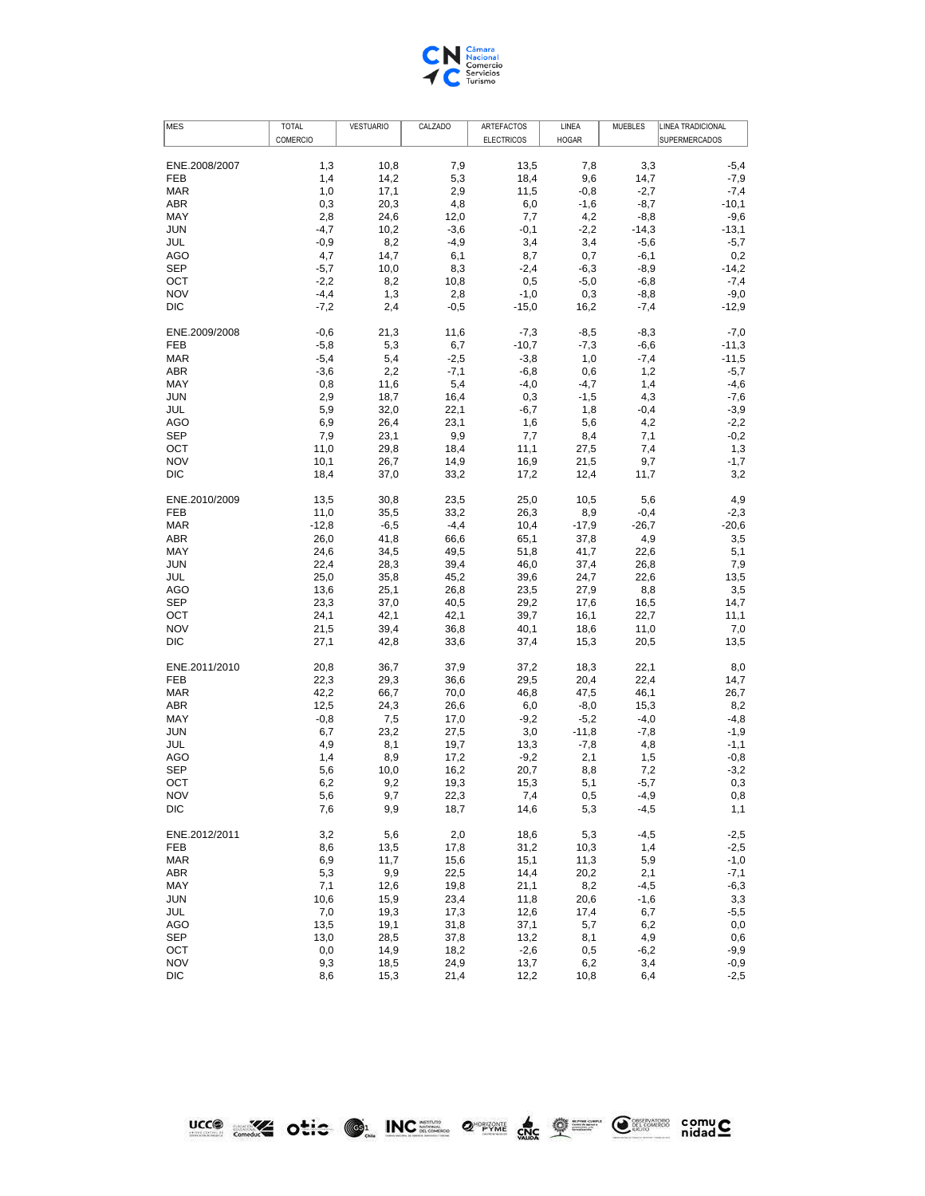| MES | TOTAL COMERCIO | VESTUARIO | CALZADO | ARTEFACTOS ELECTRICOS | LINEA HOGAR | MUEBLES | LINEA TRADICIONAL SUPERMERCADOS |
|---|---|---|---|---|---|---|---|
| ENE.2008/2007 | 1,3 | 10,8 | 7,9 | 13,5 | 7,8 | 3,3 | -5,4 |
| FEB | 1,4 | 14,2 | 5,3 | 18,4 | 9,6 | 14,7 | -7,9 |
| MAR | 1,0 | 17,1 | 2,9 | 11,5 | -0,8 | -2,7 | -7,4 |
| ABR | 0,3 | 20,3 | 4,8 | 6,0 | -1,6 | -8,7 | -10,1 |
| MAY | 2,8 | 24,6 | 12,0 | 7,7 | 4,2 | -8,8 | -9,6 |
| JUN | -4,7 | 10,2 | -3,6 | -0,1 | -2,2 | -14,3 | -13,1 |
| JUL | -0,9 | 8,2 | -4,9 | 3,4 | 3,4 | -5,6 | -5,7 |
| AGO | 4,7 | 14,7 | 6,1 | 8,7 | 0,7 | -6,1 | 0,2 |
| SEP | -5,7 | 10,0 | 8,3 | -2,4 | -6,3 | -8,9 | -14,2 |
| OCT | -2,2 | 8,2 | 10,8 | 0,5 | -5,0 | -6,8 | -7,4 |
| NOV | -4,4 | 1,3 | 2,8 | -1,0 | 0,3 | -8,8 | -9,0 |
| DIC | -7,2 | 2,4 | -0,5 | -15,0 | 16,2 | -7,4 | -12,9 |
| ENE.2009/2008 | -0,6 | 21,3 | 11,6 | -7,3 | -8,5 | -8,3 | -7,0 |
| FEB | -5,8 | 5,3 | 6,7 | -10,7 | -7,3 | -6,6 | -11,3 |
| MAR | -5,4 | 5,4 | -2,5 | -3,8 | 1,0 | -7,4 | -11,5 |
| ABR | -3,6 | 2,2 | -7,1 | -6,8 | 0,6 | 1,2 | -5,7 |
| MAY | 0,8 | 11,6 | 5,4 | -4,0 | -4,7 | 1,4 | -4,6 |
| JUN | 2,9 | 18,7 | 16,4 | 0,3 | -1,5 | 4,3 | -7,6 |
| JUL | 5,9 | 32,0 | 22,1 | -6,7 | 1,8 | -0,4 | -3,9 |
| AGO | 6,9 | 26,4 | 23,1 | 1,6 | 5,6 | 4,2 | -2,2 |
| SEP | 7,9 | 23,1 | 9,9 | 7,7 | 8,4 | 7,1 | -0,2 |
| OCT | 11,0 | 29,8 | 18,4 | 11,1 | 27,5 | 7,4 | 1,3 |
| NOV | 10,1 | 26,7 | 14,9 | 16,9 | 21,5 | 9,7 | -1,7 |
| DIC | 18,4 | 37,0 | 33,2 | 17,2 | 12,4 | 11,7 | 3,2 |
| ENE.2010/2009 | 13,5 | 30,8 | 23,5 | 25,0 | 10,5 | 5,6 | 4,9 |
| FEB | 11,0 | 35,5 | 33,2 | 26,3 | 8,9 | -0,4 | -2,3 |
| MAR | -12,8 | -6,5 | -4,4 | 10,4 | -17,9 | -26,7 | -20,6 |
| ABR | 26,0 | 41,8 | 66,6 | 65,1 | 37,8 | 4,9 | 3,5 |
| MAY | 24,6 | 34,5 | 49,5 | 51,8 | 41,7 | 22,6 | 5,1 |
| JUN | 22,4 | 28,3 | 39,4 | 46,0 | 37,4 | 26,8 | 7,9 |
| JUL | 25,0 | 35,8 | 45,2 | 39,6 | 24,7 | 22,6 | 13,5 |
| AGO | 13,6 | 25,1 | 26,8 | 23,5 | 27,9 | 8,8 | 3,5 |
| SEP | 23,3 | 37,0 | 40,5 | 29,2 | 17,6 | 16,5 | 14,7 |
| OCT | 24,1 | 42,1 | 42,1 | 39,7 | 16,1 | 22,7 | 11,1 |
| NOV | 21,5 | 39,4 | 36,8 | 40,1 | 18,6 | 11,0 | 7,0 |
| DIC | 27,1 | 42,8 | 33,6 | 37,4 | 15,3 | 20,5 | 13,5 |
| ENE.2011/2010 | 20,8 | 36,7 | 37,9 | 37,2 | 18,3 | 22,1 | 8,0 |
| FEB | 22,3 | 29,3 | 36,6 | 29,5 | 20,4 | 22,4 | 14,7 |
| MAR | 42,2 | 66,7 | 70,0 | 46,8 | 47,5 | 46,1 | 26,7 |
| ABR | 12,5 | 24,3 | 26,6 | 6,0 | -8,0 | 15,3 | 8,2 |
| MAY | -0,8 | 7,5 | 17,0 | -9,2 | -5,2 | -4,0 | -4,8 |
| JUN | 6,7 | 23,2 | 27,5 | 3,0 | -11,8 | -7,8 | -1,9 |
| JUL | 4,9 | 8,1 | 19,7 | 13,3 | -7,8 | 4,8 | -1,1 |
| AGO | 1,4 | 8,9 | 17,2 | -9,2 | 2,1 | 1,5 | -0,8 |
| SEP | 5,6 | 10,0 | 16,2 | 20,7 | 8,8 | 7,2 | -3,2 |
| OCT | 6,2 | 9,2 | 19,3 | 15,3 | 5,1 | -5,7 | 0,3 |
| NOV | 5,6 | 9,7 | 22,3 | 7,4 | 0,5 | -4,9 | 0,8 |
| DIC | 7,6 | 9,9 | 18,7 | 14,6 | 5,3 | -4,5 | 1,1 |
| ENE.2012/2011 | 3,2 | 5,6 | 2,0 | 18,6 | 5,3 | -4,5 | -2,5 |
| FEB | 8,6 | 13,5 | 17,8 | 31,2 | 10,3 | 1,4 | -2,5 |
| MAR | 6,9 | 11,7 | 15,6 | 15,1 | 11,3 | 5,9 | -1,0 |
| ABR | 5,3 | 9,9 | 22,5 | 14,4 | 20,2 | 2,1 | -7,1 |
| MAY | 7,1 | 12,6 | 19,8 | 21,1 | 8,2 | -4,5 | -6,3 |
| JUN | 10,6 | 15,9 | 23,4 | 11,8 | 20,6 | -1,6 | 3,3 |
| JUL | 7,0 | 19,3 | 17,3 | 12,6 | 17,4 | 6,7 | -5,5 |
| AGO | 13,5 | 19,1 | 31,8 | 37,1 | 5,7 | 6,2 | 0,0 |
| SEP | 13,0 | 28,5 | 37,8 | 13,2 | 8,1 | 4,9 | 0,6 |
| OCT | 0,0 | 14,9 | 18,2 | -2,6 | 0,5 | -6,2 | -9,9 |
| NOV | 9,3 | 18,5 | 24,9 | 13,7 | 6,2 | 3,4 | -0,9 |
| DIC | 8,6 | 15,3 | 21,4 | 12,2 | 10,8 | 6,4 | -2,5 |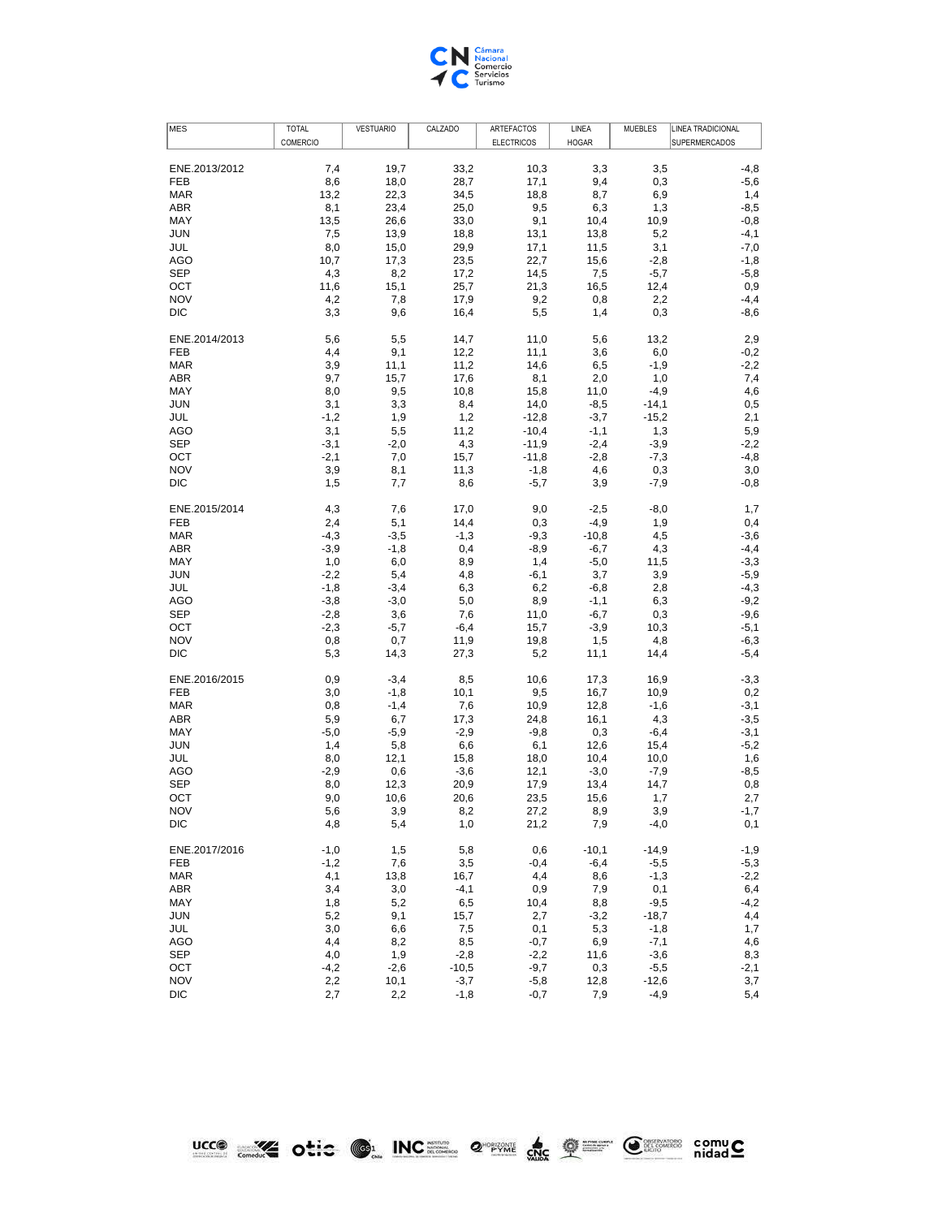| MES | TOTAL COMERCIO | VESTUARIO | CALZADO | ARTEFACTOS ELECTRICOS | LINEA HOGAR | MUEBLES | LINEA TRADICIONAL SUPERMERCADOS |
|---|---|---|---|---|---|---|---|
| ENE.2013/2012 | 7,4 | 19,7 | 33,2 | 10,3 | 3,3 | 3,5 | -4,8 |
| FEB | 8,6 | 18,0 | 28,7 | 17,1 | 9,4 | 0,3 | -5,6 |
| MAR | 13,2 | 22,3 | 34,5 | 18,8 | 8,7 | 6,9 | 1,4 |
| ABR | 8,1 | 23,4 | 25,0 | 9,5 | 6,3 | 1,3 | -8,5 |
| MAY | 13,5 | 26,6 | 33,0 | 9,1 | 10,4 | 10,9 | -0,8 |
| JUN | 7,5 | 13,9 | 18,8 | 13,1 | 13,8 | 5,2 | -4,1 |
| JUL | 8,0 | 15,0 | 29,9 | 17,1 | 11,5 | 3,1 | -7,0 |
| AGO | 10,7 | 17,3 | 23,5 | 22,7 | 15,6 | -2,8 | -1,8 |
| SEP | 4,3 | 8,2 | 17,2 | 14,5 | 7,5 | -5,7 | -5,8 |
| OCT | 11,6 | 15,1 | 25,7 | 21,3 | 16,5 | 12,4 | 0,9 |
| NOV | 4,2 | 7,8 | 17,9 | 9,2 | 0,8 | 2,2 | -4,4 |
| DIC | 3,3 | 9,6 | 16,4 | 5,5 | 1,4 | 0,3 | -8,6 |
| ENE.2014/2013 | 5,6 | 5,5 | 14,7 | 11,0 | 5,6 | 13,2 | 2,9 |
| FEB | 4,4 | 9,1 | 12,2 | 11,1 | 3,6 | 6,0 | -0,2 |
| MAR | 3,9 | 11,1 | 11,2 | 14,6 | 6,5 | -1,9 | -2,2 |
| ABR | 9,7 | 15,7 | 17,6 | 8,1 | 2,0 | 1,0 | 7,4 |
| MAY | 8,0 | 9,5 | 10,8 | 15,8 | 11,0 | -4,9 | 4,6 |
| JUN | 3,1 | 3,3 | 8,4 | 14,0 | -8,5 | -14,1 | 0,5 |
| JUL | -1,2 | 1,9 | 1,2 | -12,8 | -3,7 | -15,2 | 2,1 |
| AGO | 3,1 | 5,5 | 11,2 | -10,4 | -1,1 | 1,3 | 5,9 |
| SEP | -3,1 | -2,0 | 4,3 | -11,9 | -2,4 | -3,9 | -2,2 |
| OCT | -2,1 | 7,0 | 15,7 | -11,8 | -2,8 | -7,3 | -4,8 |
| NOV | 3,9 | 8,1 | 11,3 | -1,8 | 4,6 | 0,3 | 3,0 |
| DIC | 1,5 | 7,7 | 8,6 | -5,7 | 3,9 | -7,9 | -0,8 |
| ENE.2015/2014 | 4,3 | 7,6 | 17,0 | 9,0 | -2,5 | -8,0 | 1,7 |
| FEB | 2,4 | 5,1 | 14,4 | 0,3 | -4,9 | 1,9 | 0,4 |
| MAR | -4,3 | -3,5 | -1,3 | -9,3 | -10,8 | 4,5 | -3,6 |
| ABR | -3,9 | -1,8 | 0,4 | -8,9 | -6,7 | 4,3 | -4,4 |
| MAY | 1,0 | 6,0 | 8,9 | 1,4 | -5,0 | 11,5 | -3,3 |
| JUN | -2,2 | 5,4 | 4,8 | -6,1 | 3,7 | 3,9 | -5,9 |
| JUL | -1,8 | -3,4 | 6,3 | 6,2 | -6,8 | 2,8 | -4,3 |
| AGO | -3,8 | -3,0 | 5,0 | 8,9 | -1,1 | 6,3 | -9,2 |
| SEP | -2,8 | 3,6 | 7,6 | 11,0 | -6,7 | 0,3 | -9,6 |
| OCT | -2,3 | -5,7 | -6,4 | 15,7 | -3,9 | 10,3 | -5,1 |
| NOV | 0,8 | 0,7 | 11,9 | 19,8 | 1,5 | 4,8 | -6,3 |
| DIC | 5,3 | 14,3 | 27,3 | 5,2 | 11,1 | 14,4 | -5,4 |
| ENE.2016/2015 | 0,9 | -3,4 | 8,5 | 10,6 | 17,3 | 16,9 | -3,3 |
| FEB | 3,0 | -1,8 | 10,1 | 9,5 | 16,7 | 10,9 | 0,2 |
| MAR | 0,8 | -1,4 | 7,6 | 10,9 | 12,8 | -1,6 | -3,1 |
| ABR | 5,9 | 6,7 | 17,3 | 24,8 | 16,1 | 4,3 | -3,5 |
| MAY | -5,0 | -5,9 | -2,9 | -9,8 | 0,3 | -6,4 | -3,1 |
| JUN | 1,4 | 5,8 | 6,6 | 6,1 | 12,6 | 15,4 | -5,2 |
| JUL | 8,0 | 12,1 | 15,8 | 18,0 | 10,4 | 10,0 | 1,6 |
| AGO | -2,9 | 0,6 | -3,6 | 12,1 | -3,0 | -7,9 | -8,5 |
| SEP | 8,0 | 12,3 | 20,9 | 17,9 | 13,4 | 14,7 | 0,8 |
| OCT | 9,0 | 10,6 | 20,6 | 23,5 | 15,6 | 1,7 | 2,7 |
| NOV | 5,6 | 3,9 | 8,2 | 27,2 | 8,9 | 3,9 | -1,7 |
| DIC | 4,8 | 5,4 | 1,0 | 21,2 | 7,9 | -4,0 | 0,1 |
| ENE.2017/2016 | -1,0 | 1,5 | 5,8 | 0,6 | -10,1 | -14,9 | -1,9 |
| FEB | -1,2 | 7,6 | 3,5 | -0,4 | -6,4 | -5,5 | -5,3 |
| MAR | 4,1 | 13,8 | 16,7 | 4,4 | 8,6 | -1,3 | -2,2 |
| ABR | 3,4 | 3,0 | -4,1 | 0,9 | 7,9 | 0,1 | 6,4 |
| MAY | 1,8 | 5,2 | 6,5 | 10,4 | 8,8 | -9,5 | -4,2 |
| JUN | 5,2 | 9,1 | 15,7 | 2,7 | -3,2 | -18,7 | 4,4 |
| JUL | 3,0 | 6,6 | 7,5 | 0,1 | 5,3 | -1,8 | 1,7 |
| AGO | 4,4 | 8,2 | 8,5 | -0,7 | 6,9 | -7,1 | 4,6 |
| SEP | 4,0 | 1,9 | -2,8 | -2,2 | 11,6 | -3,6 | 8,3 |
| OCT | -4,2 | -2,6 | -10,5 | -9,7 | 0,3 | -5,5 | -2,1 |
| NOV | 2,2 | 10,1 | -3,7 | -5,8 | 12,8 | -12,6 | 3,7 |
| DIC | 2,7 | 2,2 | -1,8 | -0,7 | 7,9 | -4,9 | 5,4 |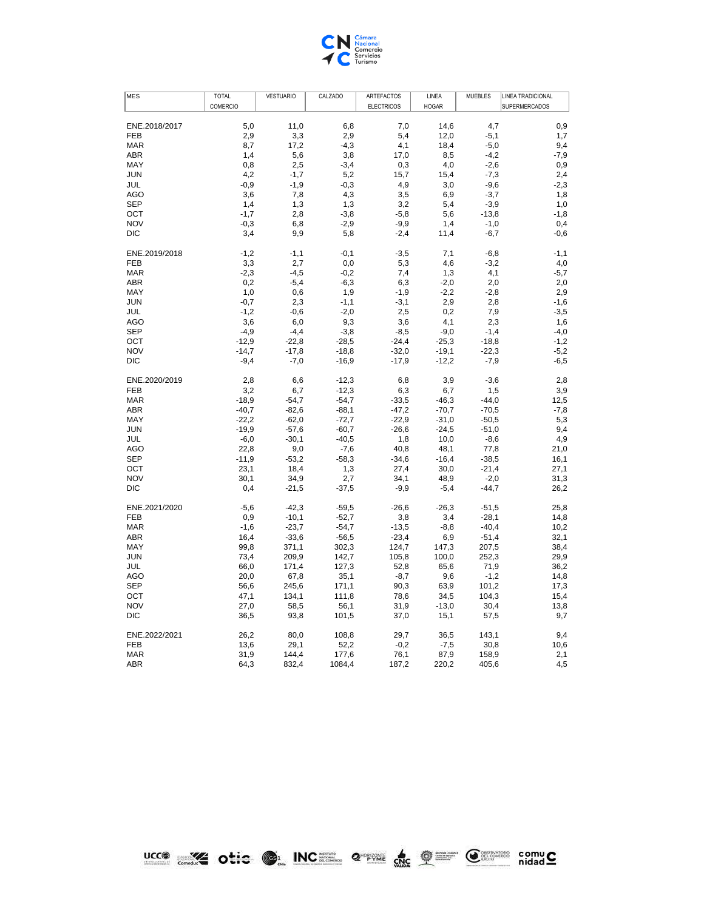| MES | TOTAL COMERCIO | VESTUARIO | CALZADO | ARTEFACTOS ELECTRICOS | LINEA HOGAR | MUEBLES | LINEA TRADICIONAL SUPERMERCADOS |
|---|---|---|---|---|---|---|---|
| ENE.2018/2017 | 5,0 | 11,0 | 6,8 | 7,0 | 14,6 | 4,7 | 0,9 |
| FEB | 2,9 | 3,3 | 2,9 | 5,4 | 12,0 | -5,1 | 1,7 |
| MAR | 8,7 | 17,2 | -4,3 | 4,1 | 18,4 | -5,0 | 9,4 |
| ABR | 1,4 | 5,6 | 3,8 | 17,0 | 8,5 | -4,2 | -7,9 |
| MAY | 0,8 | 2,5 | -3,4 | 0,3 | 4,0 | -2,6 | 0,9 |
| JUN | 4,2 | -1,7 | 5,2 | 15,7 | 15,4 | -7,3 | 2,4 |
| JUL | -0,9 | -1,9 | -0,3 | 4,9 | 3,0 | -9,6 | -2,3 |
| AGO | 3,6 | 7,8 | 4,3 | 3,5 | 6,9 | -3,7 | 1,8 |
| SEP | 1,4 | 1,3 | 1,3 | 3,2 | 5,4 | -3,9 | 1,0 |
| OCT | -1,7 | 2,8 | -3,8 | -5,8 | 5,6 | -13,8 | -1,8 |
| NOV | -0,3 | 6,8 | -2,9 | -9,9 | 1,4 | -1,0 | 0,4 |
| DIC | 3,4 | 9,9 | 5,8 | -2,4 | 11,4 | -6,7 | -0,6 |
| ENE.2019/2018 | -1,2 | -1,1 | -0,1 | -3,5 | 7,1 | -6,8 | -1,1 |
| FEB | 3,3 | 2,7 | 0,0 | 5,3 | 4,6 | -3,2 | 4,0 |
| MAR | -2,3 | -4,5 | -0,2 | 7,4 | 1,3 | 4,1 | -5,7 |
| ABR | 0,2 | -5,4 | -6,3 | 6,3 | -2,0 | 2,0 | 2,0 |
| MAY | 1,0 | 0,6 | 1,9 | -1,9 | -2,2 | -2,8 | 2,9 |
| JUN | -0,7 | 2,3 | -1,1 | -3,1 | 2,9 | 2,8 | -1,6 |
| JUL | -1,2 | -0,6 | -2,0 | 2,5 | 0,2 | 7,9 | -3,5 |
| AGO | 3,6 | 6,0 | 9,3 | 3,6 | 4,1 | 2,3 | 1,6 |
| SEP | -4,9 | -4,4 | -3,8 | -8,5 | -9,0 | -1,4 | -4,0 |
| OCT | -12,9 | -22,8 | -28,5 | -24,4 | -25,3 | -18,8 | -1,2 |
| NOV | -14,7 | -17,8 | -18,8 | -32,0 | -19,1 | -22,3 | -5,2 |
| DIC | -9,4 | -7,0 | -16,9 | -17,9 | -12,2 | -7,9 | -6,5 |
| ENE.2020/2019 | 2,8 | 6,6 | -12,3 | 6,8 | 3,9 | -3,6 | 2,8 |
| FEB | 3,2 | 6,7 | -12,3 | 6,3 | 6,7 | 1,5 | 3,9 |
| MAR | -18,9 | -54,7 | -54,7 | -33,5 | -46,3 | -44,0 | 12,5 |
| ABR | -40,7 | -82,6 | -88,1 | -47,2 | -70,7 | -70,5 | -7,8 |
| MAY | -22,2 | -62,0 | -72,7 | -22,9 | -31,0 | -50,5 | 5,3 |
| JUN | -19,9 | -57,6 | -60,7 | -26,6 | -24,5 | -51,0 | 9,4 |
| JUL | -6,0 | -30,1 | -40,5 | 1,8 | 10,0 | -8,6 | 4,9 |
| AGO | 22,8 | 9,0 | -7,6 | 40,8 | 48,1 | 77,8 | 21,0 |
| SEP | -11,9 | -53,2 | -58,3 | -34,6 | -16,4 | -38,5 | 16,1 |
| OCT | 23,1 | 18,4 | 1,3 | 27,4 | 30,0 | -21,4 | 27,1 |
| NOV | 30,1 | 34,9 | 2,7 | 34,1 | 48,9 | -2,0 | 31,3 |
| DIC | 0,4 | -21,5 | -37,5 | -9,9 | -5,4 | -44,7 | 26,2 |
| ENE.2021/2020 | -5,6 | -42,3 | -59,5 | -26,6 | -26,3 | -51,5 | 25,8 |
| FEB | 0,9 | -10,1 | -52,7 | 3,8 | 3,4 | -28,1 | 14,8 |
| MAR | -1,6 | -23,7 | -54,7 | -13,5 | -8,8 | -40,4 | 10,2 |
| ABR | 16,4 | -33,6 | -56,5 | -23,4 | 6,9 | -51,4 | 32,1 |
| MAY | 99,8 | 371,1 | 302,3 | 124,7 | 147,3 | 207,5 | 38,4 |
| JUN | 73,4 | 209,9 | 142,7 | 105,8 | 100,0 | 252,3 | 29,9 |
| JUL | 66,0 | 171,4 | 127,3 | 52,8 | 65,6 | 71,9 | 36,2 |
| AGO | 20,0 | 67,8 | 35,1 | -8,7 | 9,6 | -1,2 | 14,8 |
| SEP | 56,6 | 245,6 | 171,1 | 90,3 | 63,9 | 101,2 | 17,3 |
| OCT | 47,1 | 134,1 | 111,8 | 78,6 | 34,5 | 104,3 | 15,4 |
| NOV | 27,0 | 58,5 | 56,1 | 31,9 | -13,0 | 30,4 | 13,8 |
| DIC | 36,5 | 93,8 | 101,5 | 37,0 | 15,1 | 57,5 | 9,7 |
| ENE.2022/2021 | 26,2 | 80,0 | 108,8 | 29,7 | 36,5 | 143,1 | 9,4 |
| FEB | 13,6 | 29,1 | 52,2 | -0,2 | -7,5 | 30,8 | 10,6 |
| MAR | 31,9 | 144,4 | 177,6 | 76,1 | 87,9 | 158,9 | 2,1 |
| ABR | 64,3 | 832,4 | 1084,4 | 187,2 | 220,2 | 405,6 | 4,5 |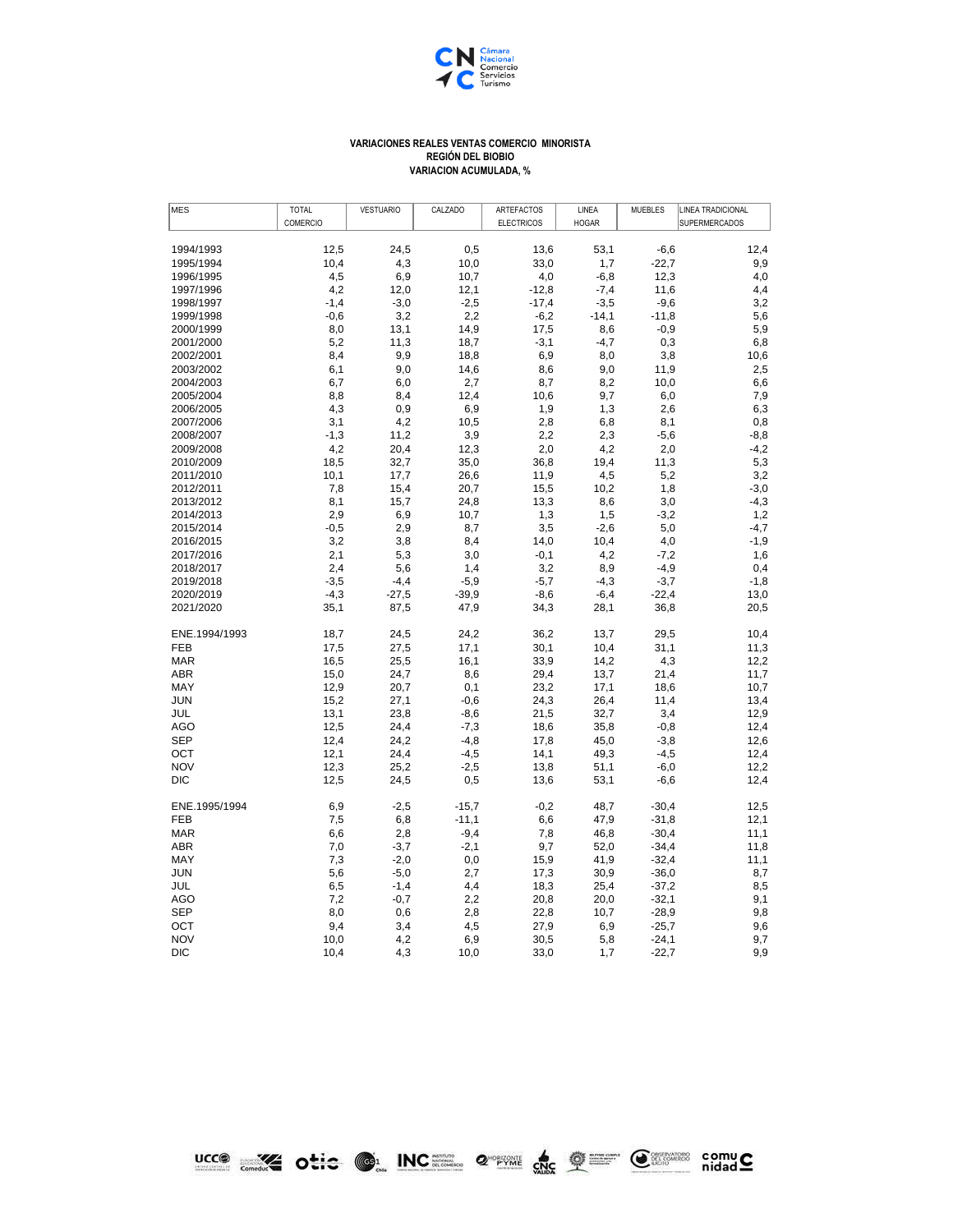**VARIACIONES REALES VENTAS COMERCIO MINORISTA**
**REGIÓN DEL BIOBIO**
**VARIACION ACUMULADA, %**

| MES | TOTAL COMERCIO | VESTUARIO | CALZADO | ARTEFACTOS ELECTRICOS | LINEA HOGAR | MUEBLES | LINEA TRADICIONAL SUPERMERCADOS |
|---|---|---|---|---|---|---|---|
| 1994/1993 | 12,5 | 24,5 | 0,5 | 13,6 | 53,1 | -6,6 | 12,4 |
| 1995/1994 | 10,4 | 4,3 | 10,0 | 33,0 | 1,7 | -22,7 | 9,9 |
| 1996/1995 | 4,5 | 6,9 | 10,7 | 4,0 | -6,8 | 12,3 | 4,0 |
| 1997/1996 | 4,2 | 12,0 | 12,1 | -12,8 | -7,4 | 11,6 | 4,4 |
| 1998/1997 | -1,4 | -3,0 | -2,5 | -17,4 | -3,5 | -9,6 | 3,2 |
| 1999/1998 | -0,6 | 3,2 | 2,2 | -6,2 | -14,1 | -11,8 | 5,6 |
| 2000/1999 | 8,0 | 13,1 | 14,9 | 17,5 | 8,6 | -0,9 | 5,9 |
| 2001/2000 | 5,2 | 11,3 | 18,7 | -3,1 | -4,7 | 0,3 | 6,8 |
| 2002/2001 | 8,4 | 9,9 | 18,8 | 6,9 | 8,0 | 3,8 | 10,6 |
| 2003/2002 | 6,1 | 9,0 | 14,6 | 8,6 | 9,0 | 11,9 | 2,5 |
| 2004/2003 | 6,7 | 6,0 | 2,7 | 8,7 | 8,2 | 10,0 | 6,6 |
| 2005/2004 | 8,8 | 8,4 | 12,4 | 10,6 | 9,7 | 6,0 | 7,9 |
| 2006/2005 | 4,3 | 0,9 | 6,9 | 1,9 | 1,3 | 2,6 | 6,3 |
| 2007/2006 | 3,1 | 4,2 | 10,5 | 2,8 | 6,8 | 8,1 | 0,8 |
| 2008/2007 | -1,3 | 11,2 | 3,9 | 2,2 | 2,3 | -5,6 | -8,8 |
| 2009/2008 | 4,2 | 20,4 | 12,3 | 2,0 | 4,2 | 2,0 | -4,2 |
| 2010/2009 | 18,5 | 32,7 | 35,0 | 36,8 | 19,4 | 11,3 | 5,3 |
| 2011/2010 | 10,1 | 17,7 | 26,6 | 11,9 | 4,5 | 5,2 | 3,2 |
| 2012/2011 | 7,8 | 15,4 | 20,7 | 15,5 | 10,2 | 1,8 | -3,0 |
| 2013/2012 | 8,1 | 15,7 | 24,8 | 13,3 | 8,6 | 3,0 | -4,3 |
| 2014/2013 | 2,9 | 6,9 | 10,7 | 1,3 | 1,5 | -3,2 | 1,2 |
| 2015/2014 | -0,5 | 2,9 | 8,7 | 3,5 | -2,6 | 5,0 | -4,7 |
| 2016/2015 | 3,2 | 3,8 | 8,4 | 14,0 | 10,4 | 4,0 | -1,9 |
| 2017/2016 | 2,1 | 5,3 | 3,0 | -0,1 | 4,2 | -7,2 | 1,6 |
| 2018/2017 | 2,4 | 5,6 | 1,4 | 3,2 | 8,9 | -4,9 | 0,4 |
| 2019/2018 | -3,5 | -4,4 | -5,9 | -5,7 | -4,3 | -3,7 | -1,8 |
| 2020/2019 | -4,3 | -27,5 | -39,9 | -8,6 | -6,4 | -22,4 | 13,0 |
| 2021/2020 | 35,1 | 87,5 | 47,9 | 34,3 | 28,1 | 36,8 | 20,5 |
| | | | | | | | |
| ENE.1994/1993 | 18,7 | 24,5 | 24,2 | 36,2 | 13,7 | 29,5 | 10,4 |
| FEB | 17,5 | 27,5 | 17,1 | 30,1 | 10,4 | 31,1 | 11,3 |
| MAR | 16,5 | 25,5 | 16,1 | 33,9 | 14,2 | 4,3 | 12,2 |
| ABR | 15,0 | 24,7 | 8,6 | 29,4 | 13,7 | 21,4 | 11,7 |
| MAY | 12,9 | 20,7 | 0,1 | 23,2 | 17,1 | 18,6 | 10,7 |
| JUN | 15,2 | 27,1 | -0,6 | 24,3 | 26,4 | 11,4 | 13,4 |
| JUL | 13,1 | 23,8 | -8,6 | 21,5 | 32,7 | 3,4 | 12,9 |
| AGO | 12,5 | 24,4 | -7,3 | 18,6 | 35,8 | -0,8 | 12,4 |
| SEP | 12,4 | 24,2 | -4,8 | 17,8 | 45,0 | -3,8 | 12,6 |
| OCT | 12,1 | 24,4 | -4,5 | 14,1 | 49,3 | -4,5 | 12,4 |
| NOV | 12,3 | 25,2 | -2,5 | 13,8 | 51,1 | -6,0 | 12,2 |
| DIC | 12,5 | 24,5 | 0,5 | 13,6 | 53,1 | -6,6 | 12,4 |
| | | | | | | | |
| ENE.1995/1994 | 6,9 | -2,5 | -15,7 | -0,2 | 48,7 | -30,4 | 12,5 |
| FEB | 7,5 | 6,8 | -11,1 | 6,6 | 47,9 | -31,8 | 12,1 |
| MAR | 6,6 | 2,8 | -9,4 | 7,8 | 46,8 | -30,4 | 11,1 |
| ABR | 7,0 | -3,7 | -2,1 | 9,7 | 52,0 | -34,4 | 11,8 |
| MAY | 7,3 | -2,0 | 0,0 | 15,9 | 41,9 | -32,4 | 11,1 |
| JUN | 5,6 | -5,0 | 2,7 | 17,3 | 30,9 | -36,0 | 8,7 |
| JUL | 6,5 | -1,4 | 4,4 | 18,3 | 25,4 | -37,2 | 8,5 |
| AGO | 7,2 | -0,7 | 2,2 | 20,8 | 20,0 | -32,1 | 9,1 |
| SEP | 8,0 | 0,6 | 2,8 | 22,8 | 10,7 | -28,9 | 9,8 |
| OCT | 9,4 | 3,4 | 4,5 | 27,9 | 6,9 | -25,7 | 9,6 |
| NOV | 10,0 | 4,2 | 6,9 | 30,5 | 5,8 | -24,1 | 9,7 |
| DIC | 10,4 | 4,3 | 10,0 | 33,0 | 1,7 | -22,7 | 9,9 |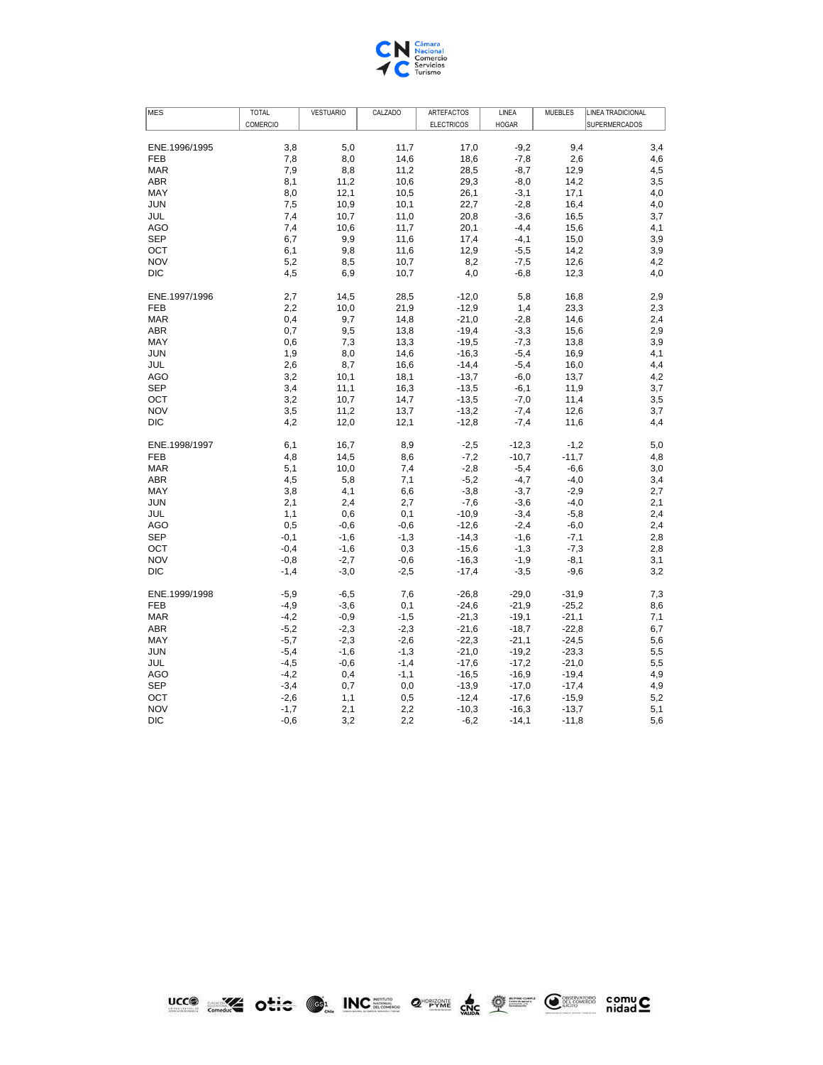| MES | TOTAL COMERCIO | VESTUARIO | CALZADO | ARTEFACTOS ELECTRICOS | LINEA HOGAR | MUEBLES | LINEA TRADICIONAL SUPERMERCADOS |
|---|---|---|---|---|---|---|---|
| ENE.1996/1995 | 3,8 | 5,0 | 11,7 | 17,0 | -9,2 | 9,4 | 3,4 |
| FEB | 7,8 | 8,0 | 14,6 | 18,6 | -7,8 | 2,6 | 4,6 |
| MAR | 7,9 | 8,8 | 11,2 | 28,5 | -8,7 | 12,9 | 4,5 |
| ABR | 8,1 | 11,2 | 10,6 | 29,3 | -8,0 | 14,2 | 3,5 |
| MAY | 8,0 | 12,1 | 10,5 | 26,1 | -3,1 | 17,1 | 4,0 |
| JUN | 7,5 | 10,9 | 10,1 | 22,7 | -2,8 | 16,4 | 4,0 |
| JUL | 7,4 | 10,7 | 11,0 | 20,8 | -3,6 | 16,5 | 3,7 |
| AGO | 7,4 | 10,6 | 11,7 | 20,1 | -4,4 | 15,6 | 4,1 |
| SEP | 6,7 | 9,9 | 11,6 | 17,4 | -4,1 | 15,0 | 3,9 |
| OCT | 6,1 | 9,8 | 11,6 | 12,9 | -5,5 | 14,2 | 3,9 |
| NOV | 5,2 | 8,5 | 10,7 | 8,2 | -7,5 | 12,6 | 4,2 |
| DIC | 4,5 | 6,9 | 10,7 | 4,0 | -6,8 | 12,3 | 4,0 |
| ENE.1997/1996 | 2,7 | 14,5 | 28,5 | -12,0 | 5,8 | 16,8 | 2,9 |
| FEB | 2,2 | 10,0 | 21,9 | -12,9 | 1,4 | 23,3 | 2,3 |
| MAR | 0,4 | 9,7 | 14,8 | -21,0 | -2,8 | 14,6 | 2,4 |
| ABR | 0,7 | 9,5 | 13,8 | -19,4 | -3,3 | 15,6 | 2,9 |
| MAY | 0,6 | 7,3 | 13,3 | -19,5 | -7,3 | 13,8 | 3,9 |
| JUN | 1,9 | 8,0 | 14,6 | -16,3 | -5,4 | 16,9 | 4,1 |
| JUL | 2,6 | 8,7 | 16,6 | -14,4 | -5,4 | 16,0 | 4,4 |
| AGO | 3,2 | 10,1 | 18,1 | -13,7 | -6,0 | 13,7 | 4,2 |
| SEP | 3,4 | 11,1 | 16,3 | -13,5 | -6,1 | 11,9 | 3,7 |
| OCT | 3,2 | 10,7 | 14,7 | -13,5 | -7,0 | 11,4 | 3,5 |
| NOV | 3,5 | 11,2 | 13,7 | -13,2 | -7,4 | 12,6 | 3,7 |
| DIC | 4,2 | 12,0 | 12,1 | -12,8 | -7,4 | 11,6 | 4,4 |
| ENE.1998/1997 | 6,1 | 16,7 | 8,9 | -2,5 | -12,3 | -1,2 | 5,0 |
| FEB | 4,8 | 14,5 | 8,6 | -7,2 | -10,7 | -11,7 | 4,8 |
| MAR | 5,1 | 10,0 | 7,4 | -2,8 | -5,4 | -6,6 | 3,0 |
| ABR | 4,5 | 5,8 | 7,1 | -5,2 | -4,7 | -4,0 | 3,4 |
| MAY | 3,8 | 4,1 | 6,6 | -3,8 | -3,7 | -2,9 | 2,7 |
| JUN | 2,1 | 2,4 | 2,7 | -7,6 | -3,6 | -4,0 | 2,1 |
| JUL | 1,1 | 0,6 | 0,1 | -10,9 | -3,4 | -5,8 | 2,4 |
| AGO | 0,5 | -0,6 | -0,6 | -12,6 | -2,4 | -6,0 | 2,4 |
| SEP | -0,1 | -1,6 | -1,3 | -14,3 | -1,6 | -7,1 | 2,8 |
| OCT | -0,4 | -1,6 | 0,3 | -15,6 | -1,3 | -7,3 | 2,8 |
| NOV | -0,8 | -2,7 | -0,6 | -16,3 | -1,9 | -8,1 | 3,1 |
| DIC | -1,4 | -3,0 | -2,5 | -17,4 | -3,5 | -9,6 | 3,2 |
| ENE.1999/1998 | -5,9 | -6,5 | 7,6 | -26,8 | -29,0 | -31,9 | 7,3 |
| FEB | -4,9 | -3,6 | 0,1 | -24,6 | -21,9 | -25,2 | 8,6 |
| MAR | -4,2 | -0,9 | -1,5 | -21,3 | -19,1 | -21,1 | 7,1 |
| ABR | -5,2 | -2,3 | -2,3 | -21,6 | -18,7 | -22,8 | 6,7 |
| MAY | -5,7 | -2,3 | -2,6 | -22,3 | -21,1 | -24,5 | 5,6 |
| JUN | -5,4 | -1,6 | -1,3 | -21,0 | -19,2 | -23,3 | 5,5 |
| JUL | -4,5 | -0,6 | -1,4 | -17,6 | -17,2 | -21,0 | 5,5 |
| AGO | -4,2 | 0,4 | -1,1 | -16,5 | -16,9 | -19,4 | 4,9 |
| SEP | -3,4 | 0,7 | 0,0 | -13,9 | -17,0 | -17,4 | 4,9 |
| OCT | -2,6 | 1,1 | 0,5 | -12,4 | -17,6 | -15,9 | 5,2 |
| NOV | -1,7 | 2,1 | 2,2 | -10,3 | -16,3 | -13,7 | 5,1 |
| DIC | -0,6 | 3,2 | 2,2 | -6,2 | -14,1 | -11,8 | 5,6 |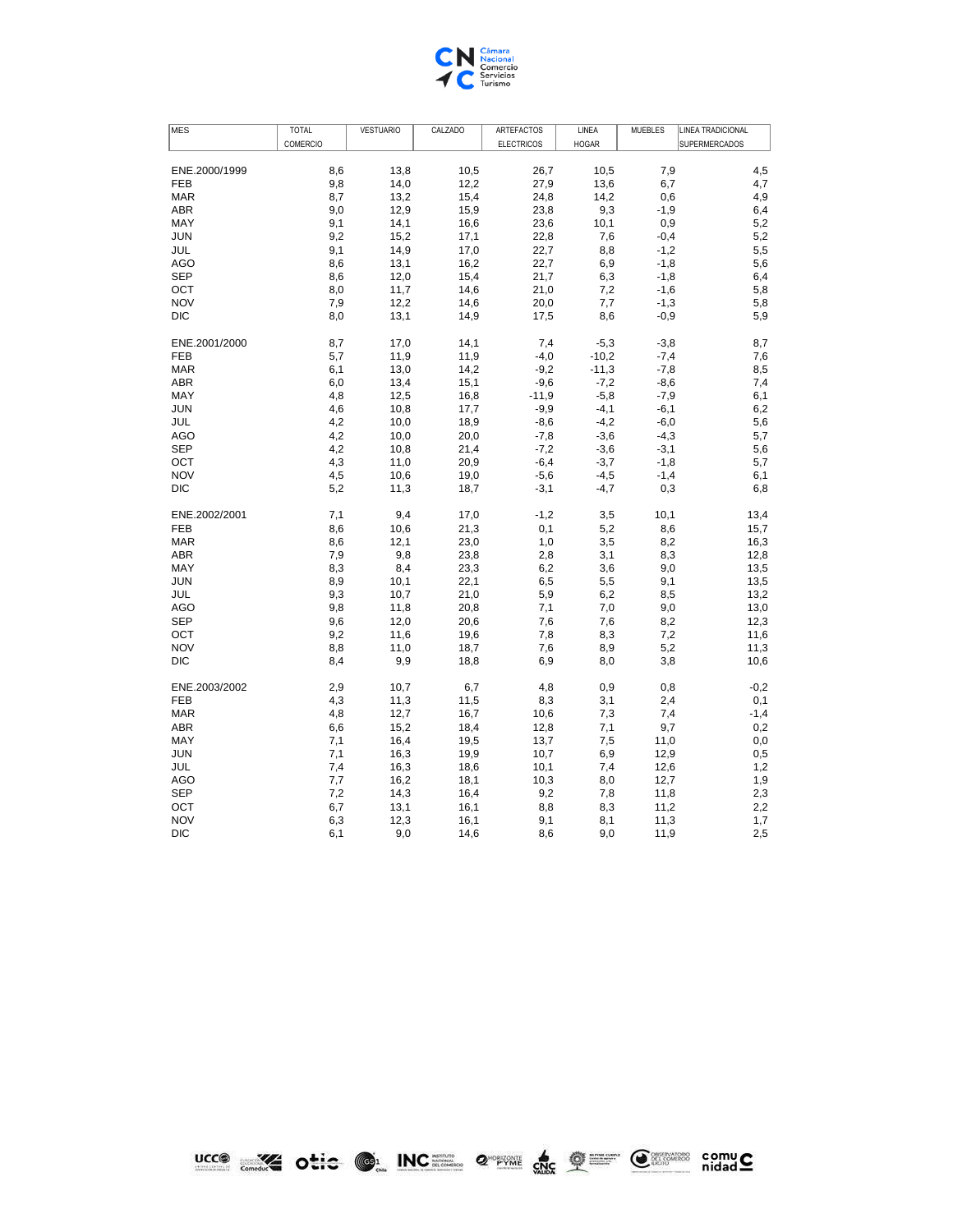| MES | TOTAL COMERCIO | VESTUARIO | CALZADO | ARTEFACTOS ELECTRICOS | LINEA HOGAR | MUEBLES | LINEA TRADICIONAL SUPERMERCADOS |
|---|---|---|---|---|---|---|---|
| ENE.2000/1999 | 8,6 | 13,8 | 10,5 | 26,7 | 10,5 | 7,9 | 4,5 |
| FEB | 9,8 | 14,0 | 12,2 | 27,9 | 13,6 | 6,7 | 4,7 |
| MAR | 8,7 | 13,2 | 15,4 | 24,8 | 14,2 | 0,6 | 4,9 |
| ABR | 9,0 | 12,9 | 15,9 | 23,8 | 9,3 | -1,9 | 6,4 |
| MAY | 9,1 | 14,1 | 16,6 | 23,6 | 10,1 | 0,9 | 5,2 |
| JUN | 9,2 | 15,2 | 17,1 | 22,8 | 7,6 | -0,4 | 5,2 |
| JUL | 9,1 | 14,9 | 17,0 | 22,7 | 8,8 | -1,2 | 5,5 |
| AGO | 8,6 | 13,1 | 16,2 | 22,7 | 6,9 | -1,8 | 5,6 |
| SEP | 8,6 | 12,0 | 15,4 | 21,7 | 6,3 | -1,8 | 6,4 |
| OCT | 8,0 | 11,7 | 14,6 | 21,0 | 7,2 | -1,6 | 5,8 |
| NOV | 7,9 | 12,2 | 14,6 | 20,0 | 7,7 | -1,3 | 5,8 |
| DIC | 8,0 | 13,1 | 14,9 | 17,5 | 8,6 | -0,9 | 5,9 |
| ENE.2001/2000 | 8,7 | 17,0 | 14,1 | 7,4 | -5,3 | -3,8 | 8,7 |
| FEB | 5,7 | 11,9 | 11,9 | -4,0 | -10,2 | -7,4 | 7,6 |
| MAR | 6,1 | 13,0 | 14,2 | -9,2 | -11,3 | -7,8 | 8,5 |
| ABR | 6,0 | 13,4 | 15,1 | -9,6 | -7,2 | -8,6 | 7,4 |
| MAY | 4,8 | 12,5 | 16,8 | -11,9 | -5,8 | -7,9 | 6,1 |
| JUN | 4,6 | 10,8 | 17,7 | -9,9 | -4,1 | -6,1 | 6,2 |
| JUL | 4,2 | 10,0 | 18,9 | -8,6 | -4,2 | -6,0 | 5,6 |
| AGO | 4,2 | 10,0 | 20,0 | -7,8 | -3,6 | -4,3 | 5,7 |
| SEP | 4,2 | 10,8 | 21,4 | -7,2 | -3,6 | -3,1 | 5,6 |
| OCT | 4,3 | 11,0 | 20,9 | -6,4 | -3,7 | -1,8 | 5,7 |
| NOV | 4,5 | 10,6 | 19,0 | -5,6 | -4,5 | -1,4 | 6,1 |
| DIC | 5,2 | 11,3 | 18,7 | -3,1 | -4,7 | 0,3 | 6,8 |
| ENE.2002/2001 | 7,1 | 9,4 | 17,0 | -1,2 | 3,5 | 10,1 | 13,4 |
| FEB | 8,6 | 10,6 | 21,3 | 0,1 | 5,2 | 8,6 | 15,7 |
| MAR | 8,6 | 12,1 | 23,0 | 1,0 | 3,5 | 8,2 | 16,3 |
| ABR | 7,9 | 9,8 | 23,8 | 2,8 | 3,1 | 8,3 | 12,8 |
| MAY | 8,3 | 8,4 | 23,3 | 6,2 | 3,6 | 9,0 | 13,5 |
| JUN | 8,9 | 10,1 | 22,1 | 6,5 | 5,5 | 9,1 | 13,5 |
| JUL | 9,3 | 10,7 | 21,0 | 5,9 | 6,2 | 8,5 | 13,2 |
| AGO | 9,8 | 11,8 | 20,8 | 7,1 | 7,0 | 9,0 | 13,0 |
| SEP | 9,6 | 12,0 | 20,6 | 7,6 | 7,6 | 8,2 | 12,3 |
| OCT | 9,2 | 11,6 | 19,6 | 7,8 | 8,3 | 7,2 | 11,6 |
| NOV | 8,8 | 11,0 | 18,7 | 7,6 | 8,9 | 5,2 | 11,3 |
| DIC | 8,4 | 9,9 | 18,8 | 6,9 | 8,0 | 3,8 | 10,6 |
| ENE.2003/2002 | 2,9 | 10,7 | 6,7 | 4,8 | 0,9 | 0,8 | -0,2 |
| FEB | 4,3 | 11,3 | 11,5 | 8,3 | 3,1 | 2,4 | 0,1 |
| MAR | 4,8 | 12,7 | 16,7 | 10,6 | 7,3 | 7,4 | -1,4 |
| ABR | 6,6 | 15,2 | 18,4 | 12,8 | 7,1 | 9,7 | 0,2 |
| MAY | 7,1 | 16,4 | 19,5 | 13,7 | 7,5 | 11,0 | 0,0 |
| JUN | 7,1 | 16,3 | 19,9 | 10,7 | 6,9 | 12,9 | 0,5 |
| JUL | 7,4 | 16,3 | 18,6 | 10,1 | 7,4 | 12,6 | 1,2 |
| AGO | 7,7 | 16,2 | 18,1 | 10,3 | 8,0 | 12,7 | 1,9 |
| SEP | 7,2 | 14,3 | 16,4 | 9,2 | 7,8 | 11,8 | 2,3 |
| OCT | 6,7 | 13,1 | 16,1 | 8,8 | 8,3 | 11,2 | 2,2 |
| NOV | 6,3 | 12,3 | 16,1 | 9,1 | 8,1 | 11,3 | 1,7 |
| DIC | 6,1 | 9,0 | 14,6 | 8,6 | 9,0 | 11,9 | 2,5 |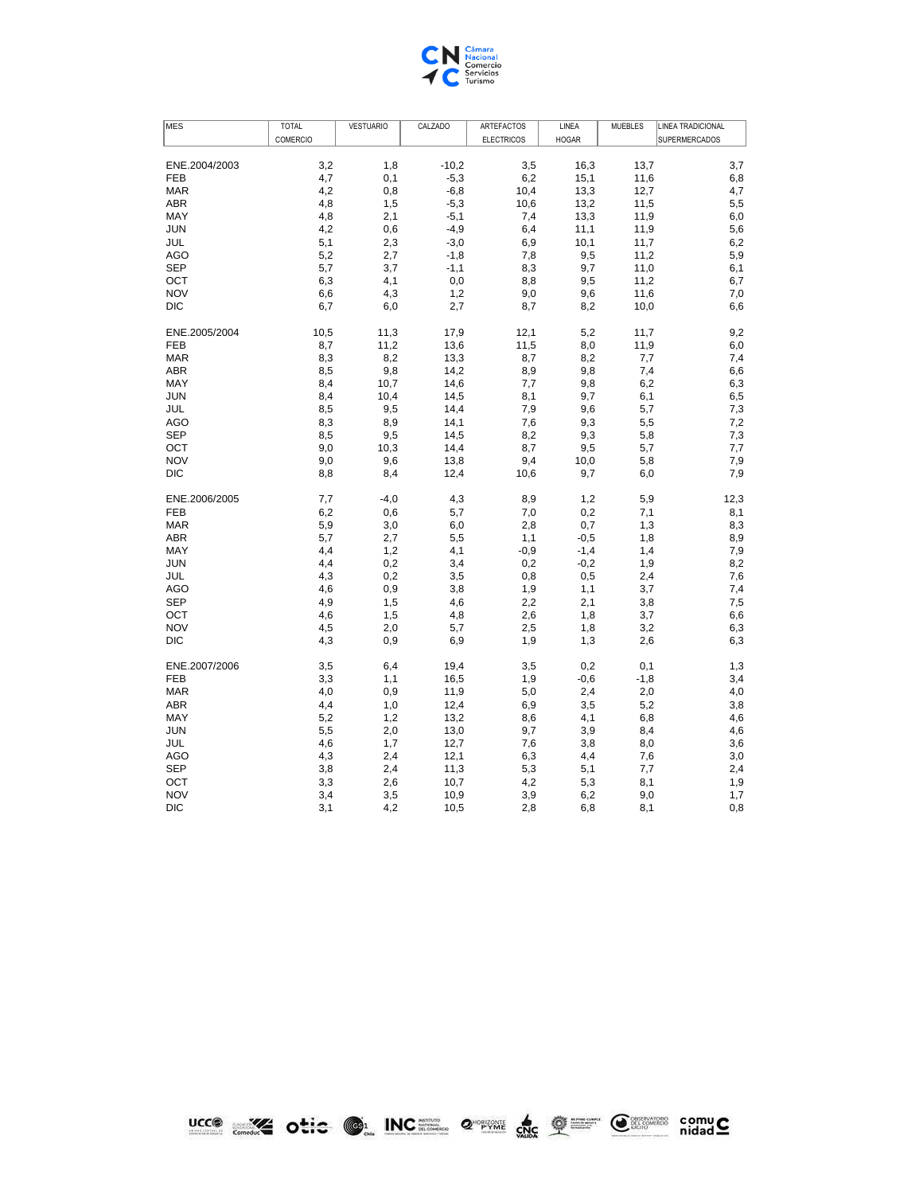| MES | TOTAL COMERCIO | VESTUARIO | CALZADO | ARTEFACTOS ELECTRICOS | LINEA HOGAR | MUEBLES | LINEA TRADICIONAL SUPERMERCADOS |
|---|---|---|---|---|---|---|---|
| ENE.2004/2003 | 3,2 | 1,8 | -10,2 | 3,5 | 16,3 | 13,7 | 3,7 |
| FEB | 4,7 | 0,1 | -5,3 | 6,2 | 15,1 | 11,6 | 6,8 |
| MAR | 4,2 | 0,8 | -6,8 | 10,4 | 13,3 | 12,7 | 4,7 |
| ABR | 4,8 | 1,5 | -5,3 | 10,6 | 13,2 | 11,5 | 5,5 |
| MAY | 4,8 | 2,1 | -5,1 | 7,4 | 13,3 | 11,9 | 6,0 |
| JUN | 4,2 | 0,6 | -4,9 | 6,4 | 11,1 | 11,9 | 5,6 |
| JUL | 5,1 | 2,3 | -3,0 | 6,9 | 10,1 | 11,7 | 6,2 |
| AGO | 5,2 | 2,7 | -1,8 | 7,8 | 9,5 | 11,2 | 5,9 |
| SEP | 5,7 | 3,7 | -1,1 | 8,3 | 9,7 | 11,0 | 6,1 |
| OCT | 6,3 | 4,1 | 0,0 | 8,8 | 9,5 | 11,2 | 6,7 |
| NOV | 6,6 | 4,3 | 1,2 | 9,0 | 9,6 | 11,6 | 7,0 |
| DIC | 6,7 | 6,0 | 2,7 | 8,7 | 8,2 | 10,0 | 6,6 |
| ENE.2005/2004 | 10,5 | 11,3 | 17,9 | 12,1 | 5,2 | 11,7 | 9,2 |
| FEB | 8,7 | 11,2 | 13,6 | 11,5 | 8,0 | 11,9 | 6,0 |
| MAR | 8,3 | 8,2 | 13,3 | 8,7 | 8,2 | 7,7 | 7,4 |
| ABR | 8,5 | 9,8 | 14,2 | 8,9 | 9,8 | 7,4 | 6,6 |
| MAY | 8,4 | 10,7 | 14,6 | 7,7 | 9,8 | 6,2 | 6,3 |
| JUN | 8,4 | 10,4 | 14,5 | 8,1 | 9,7 | 6,1 | 6,5 |
| JUL | 8,5 | 9,5 | 14,4 | 7,9 | 9,6 | 5,7 | 7,3 |
| AGO | 8,3 | 8,9 | 14,1 | 7,6 | 9,3 | 5,5 | 7,2 |
| SEP | 8,5 | 9,5 | 14,5 | 8,2 | 9,3 | 5,8 | 7,3 |
| OCT | 9,0 | 10,3 | 14,4 | 8,7 | 9,5 | 5,7 | 7,7 |
| NOV | 9,0 | 9,6 | 13,8 | 9,4 | 10,0 | 5,8 | 7,9 |
| DIC | 8,8 | 8,4 | 12,4 | 10,6 | 9,7 | 6,0 | 7,9 |
| ENE.2006/2005 | 7,7 | -4,0 | 4,3 | 8,9 | 1,2 | 5,9 | 12,3 |
| FEB | 6,2 | 0,6 | 5,7 | 7,0 | 0,2 | 7,1 | 8,1 |
| MAR | 5,9 | 3,0 | 6,0 | 2,8 | 0,7 | 1,3 | 8,3 |
| ABR | 5,7 | 2,7 | 5,5 | 1,1 | -0,5 | 1,8 | 8,9 |
| MAY | 4,4 | 1,2 | 4,1 | -0,9 | -1,4 | 1,4 | 7,9 |
| JUN | 4,4 | 0,2 | 3,4 | 0,2 | -0,2 | 1,9 | 8,2 |
| JUL | 4,3 | 0,2 | 3,5 | 0,8 | 0,5 | 2,4 | 7,6 |
| AGO | 4,6 | 0,9 | 3,8 | 1,9 | 1,1 | 3,7 | 7,4 |
| SEP | 4,9 | 1,5 | 4,6 | 2,2 | 2,1 | 3,8 | 7,5 |
| OCT | 4,6 | 1,5 | 4,8 | 2,6 | 1,8 | 3,7 | 6,6 |
| NOV | 4,5 | 2,0 | 5,7 | 2,5 | 1,8 | 3,2 | 6,3 |
| DIC | 4,3 | 0,9 | 6,9 | 1,9 | 1,3 | 2,6 | 6,3 |
| ENE.2007/2006 | 3,5 | 6,4 | 19,4 | 3,5 | 0,2 | 0,1 | 1,3 |
| FEB | 3,3 | 1,1 | 16,5 | 1,9 | -0,6 | -1,8 | 3,4 |
| MAR | 4,0 | 0,9 | 11,9 | 5,0 | 2,4 | 2,0 | 4,0 |
| ABR | 4,4 | 1,0 | 12,4 | 6,9 | 3,5 | 5,2 | 3,8 |
| MAY | 5,2 | 1,2 | 13,2 | 8,6 | 4,1 | 6,8 | 4,6 |
| JUN | 5,5 | 2,0 | 13,0 | 9,7 | 3,9 | 8,4 | 4,6 |
| JUL | 4,6 | 1,7 | 12,7 | 7,6 | 3,8 | 8,0 | 3,6 |
| AGO | 4,3 | 2,4 | 12,1 | 6,3 | 4,4 | 7,6 | 3,0 |
| SEP | 3,8 | 2,4 | 11,3 | 5,3 | 5,1 | 7,7 | 2,4 |
| OCT | 3,3 | 2,6 | 10,7 | 4,2 | 5,3 | 8,1 | 1,9 |
| NOV | 3,4 | 3,5 | 10,9 | 3,9 | 6,2 | 9,0 | 1,7 |
| DIC | 3,1 | 4,2 | 10,5 | 2,8 | 6,8 | 8,1 | 0,8 |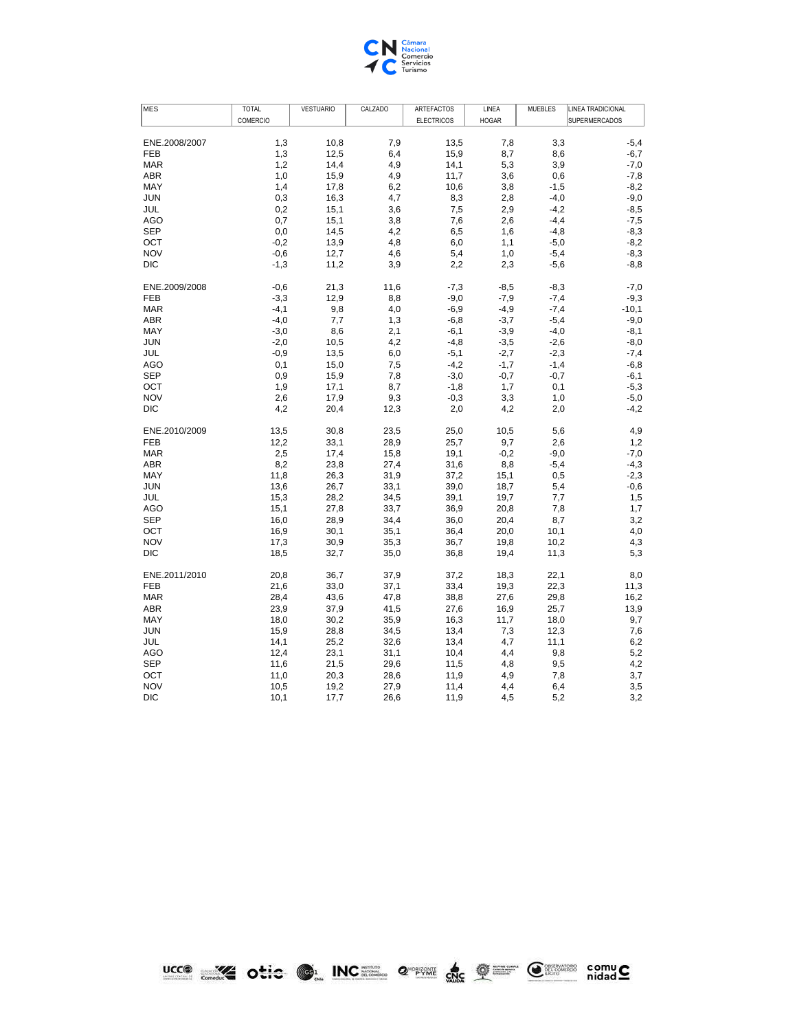| MES | TOTAL COMERCIO | VESTUARIO | CALZADO | ARTEFACTOS ELECTRICOS | LINEA HOGAR | MUEBLES | LINEA TRADICIONAL SUPERMERCADOS |
|---|---|---|---|---|---|---|---|
| ENE.2008/2007 | 1,3 | 10,8 | 7,9 | 13,5 | 7,8 | 3,3 | -5,4 |
| FEB | 1,3 | 12,5 | 6,4 | 15,9 | 8,7 | 8,6 | -6,7 |
| MAR | 1,2 | 14,4 | 4,9 | 14,1 | 5,3 | 3,9 | -7,0 |
| ABR | 1,0 | 15,9 | 4,9 | 11,7 | 3,6 | 0,6 | -7,8 |
| MAY | 1,4 | 17,8 | 6,2 | 10,6 | 3,8 | -1,5 | -8,2 |
| JUN | 0,3 | 16,3 | 4,7 | 8,3 | 2,8 | -4,0 | -9,0 |
| JUL | 0,2 | 15,1 | 3,6 | 7,5 | 2,9 | -4,2 | -8,5 |
| AGO | 0,7 | 15,1 | 3,8 | 7,6 | 2,6 | -4,4 | -7,5 |
| SEP | 0,0 | 14,5 | 4,2 | 6,5 | 1,6 | -4,8 | -8,3 |
| OCT | -0,2 | 13,9 | 4,8 | 6,0 | 1,1 | -5,0 | -8,2 |
| NOV | -0,6 | 12,7 | 4,6 | 5,4 | 1,0 | -5,4 | -8,3 |
| DIC | -1,3 | 11,2 | 3,9 | 2,2 | 2,3 | -5,6 | -8,8 |
| ENE.2009/2008 | -0,6 | 21,3 | 11,6 | -7,3 | -8,5 | -8,3 | -7,0 |
| FEB | -3,3 | 12,9 | 8,8 | -9,0 | -7,9 | -7,4 | -9,3 |
| MAR | -4,1 | 9,8 | 4,0 | -6,9 | -4,9 | -7,4 | -10,1 |
| ABR | -4,0 | 7,7 | 1,3 | -6,8 | -3,7 | -5,4 | -9,0 |
| MAY | -3,0 | 8,6 | 2,1 | -6,1 | -3,9 | -4,0 | -8,1 |
| JUN | -2,0 | 10,5 | 4,2 | -4,8 | -3,5 | -2,6 | -8,0 |
| JUL | -0,9 | 13,5 | 6,0 | -5,1 | -2,7 | -2,3 | -7,4 |
| AGO | 0,1 | 15,0 | 7,5 | -4,2 | -1,7 | -1,4 | -6,8 |
| SEP | 0,9 | 15,9 | 7,8 | -3,0 | -0,7 | -0,7 | -6,1 |
| OCT | 1,9 | 17,1 | 8,7 | -1,8 | 1,7 | 0,1 | -5,3 |
| NOV | 2,6 | 17,9 | 9,3 | -0,3 | 3,3 | 1,0 | -5,0 |
| DIC | 4,2 | 20,4 | 12,3 | 2,0 | 4,2 | 2,0 | -4,2 |
| ENE.2010/2009 | 13,5 | 30,8 | 23,5 | 25,0 | 10,5 | 5,6 | 4,9 |
| FEB | 12,2 | 33,1 | 28,9 | 25,7 | 9,7 | 2,6 | 1,2 |
| MAR | 2,5 | 17,4 | 15,8 | 19,1 | -0,2 | -9,0 | -7,0 |
| ABR | 8,2 | 23,8 | 27,4 | 31,6 | 8,8 | -5,4 | -4,3 |
| MAY | 11,8 | 26,3 | 31,9 | 37,2 | 15,1 | 0,5 | -2,3 |
| JUN | 13,6 | 26,7 | 33,1 | 39,0 | 18,7 | 5,4 | -0,6 |
| JUL | 15,3 | 28,2 | 34,5 | 39,1 | 19,7 | 7,7 | 1,5 |
| AGO | 15,1 | 27,8 | 33,7 | 36,9 | 20,8 | 7,8 | 1,7 |
| SEP | 16,0 | 28,9 | 34,4 | 36,0 | 20,4 | 8,7 | 3,2 |
| OCT | 16,9 | 30,1 | 35,1 | 36,4 | 20,0 | 10,1 | 4,0 |
| NOV | 17,3 | 30,9 | 35,3 | 36,7 | 19,8 | 10,2 | 4,3 |
| DIC | 18,5 | 32,7 | 35,0 | 36,8 | 19,4 | 11,3 | 5,3 |
| ENE.2011/2010 | 20,8 | 36,7 | 37,9 | 37,2 | 18,3 | 22,1 | 8,0 |
| FEB | 21,6 | 33,0 | 37,1 | 33,4 | 19,3 | 22,3 | 11,3 |
| MAR | 28,4 | 43,6 | 47,8 | 38,8 | 27,6 | 29,8 | 16,2 |
| ABR | 23,9 | 37,9 | 41,5 | 27,6 | 16,9 | 25,7 | 13,9 |
| MAY | 18,0 | 30,2 | 35,9 | 16,3 | 11,7 | 18,0 | 9,7 |
| JUN | 15,9 | 28,8 | 34,5 | 13,4 | 7,3 | 12,3 | 7,6 |
| JUL | 14,1 | 25,2 | 32,6 | 13,4 | 4,7 | 11,1 | 6,2 |
| AGO | 12,4 | 23,1 | 31,1 | 10,4 | 4,4 | 9,8 | 5,2 |
| SEP | 11,6 | 21,5 | 29,6 | 11,5 | 4,8 | 9,5 | 4,2 |
| OCT | 11,0 | 20,3 | 28,6 | 11,9 | 4,9 | 7,8 | 3,7 |
| NOV | 10,5 | 19,2 | 27,9 | 11,4 | 4,4 | 6,4 | 3,5 |
| DIC | 10,1 | 17,7 | 26,6 | 11,9 | 4,5 | 5,2 | 3,2 |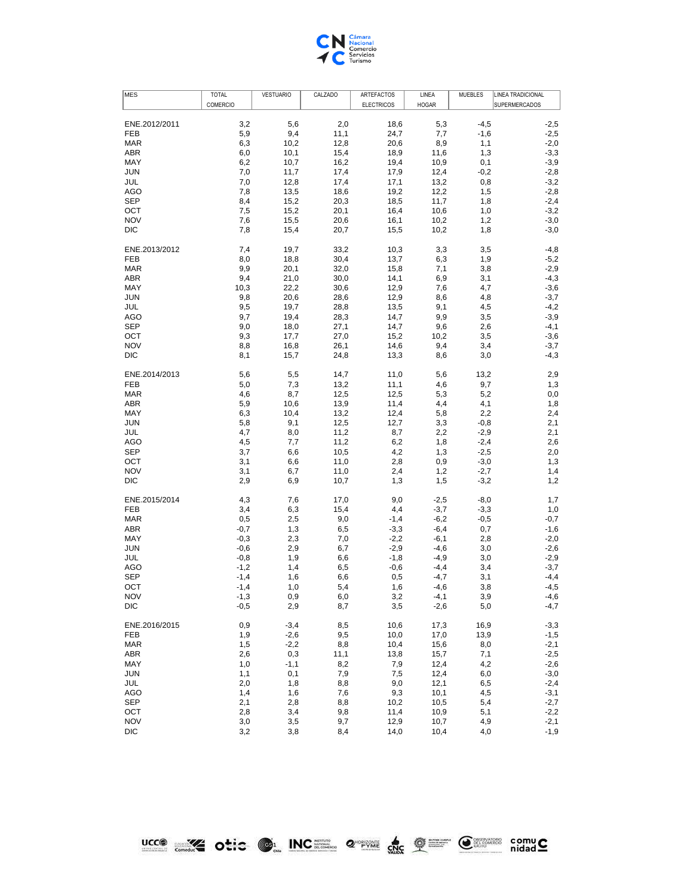| MES | TOTAL COMERCIO | VESTUARIO | CALZADO | ARTEFACTOS ELECTRICOS | LINEA HOGAR | MUEBLES | LINEA TRADICIONAL SUPERMERCADOS |
|---|---|---|---|---|---|---|---|
| ENE.2012/2011 | 3,2 | 5,6 | 2,0 | 18,6 | 5,3 | -4,5 | -2,5 |
| FEB | 5,9 | 9,4 | 11,1 | 24,7 | 7,7 | -1,6 | -2,5 |
| MAR | 6,3 | 10,2 | 12,8 | 20,6 | 8,9 | 1,1 | -2,0 |
| ABR | 6,0 | 10,1 | 15,4 | 18,9 | 11,6 | 1,3 | -3,3 |
| MAY | 6,2 | 10,7 | 16,2 | 19,4 | 10,9 | 0,1 | -3,9 |
| JUN | 7,0 | 11,7 | 17,4 | 17,9 | 12,4 | -0,2 | -2,8 |
| JUL | 7,0 | 12,8 | 17,4 | 17,1 | 13,2 | 0,8 | -3,2 |
| AGO | 7,8 | 13,5 | 18,6 | 19,2 | 12,2 | 1,5 | -2,8 |
| SEP | 8,4 | 15,2 | 20,3 | 18,5 | 11,7 | 1,8 | -2,4 |
| OCT | 7,5 | 15,2 | 20,1 | 16,4 | 10,6 | 1,0 | -3,2 |
| NOV | 7,6 | 15,5 | 20,6 | 16,1 | 10,2 | 1,2 | -3,0 |
| DIC | 7,8 | 15,4 | 20,7 | 15,5 | 10,2 | 1,8 | -3,0 |
| ENE.2013/2012 | 7,4 | 19,7 | 33,2 | 10,3 | 3,3 | 3,5 | -4,8 |
| FEB | 8,0 | 18,8 | 30,4 | 13,7 | 6,3 | 1,9 | -5,2 |
| MAR | 9,9 | 20,1 | 32,0 | 15,8 | 7,1 | 3,8 | -2,9 |
| ABR | 9,4 | 21,0 | 30,0 | 14,1 | 6,9 | 3,1 | -4,3 |
| MAY | 10,3 | 22,2 | 30,6 | 12,9 | 7,6 | 4,7 | -3,6 |
| JUN | 9,8 | 20,6 | 28,6 | 12,9 | 8,6 | 4,8 | -3,7 |
| JUL | 9,5 | 19,7 | 28,8 | 13,5 | 9,1 | 4,5 | -4,2 |
| AGO | 9,7 | 19,4 | 28,3 | 14,7 | 9,9 | 3,5 | -3,9 |
| SEP | 9,0 | 18,0 | 27,1 | 14,7 | 9,6 | 2,6 | -4,1 |
| OCT | 9,3 | 17,7 | 27,0 | 15,2 | 10,2 | 3,5 | -3,6 |
| NOV | 8,8 | 16,8 | 26,1 | 14,6 | 9,4 | 3,4 | -3,7 |
| DIC | 8,1 | 15,7 | 24,8 | 13,3 | 8,6 | 3,0 | -4,3 |
| ENE.2014/2013 | 5,6 | 5,5 | 14,7 | 11,0 | 5,6 | 13,2 | 2,9 |
| FEB | 5,0 | 7,3 | 13,2 | 11,1 | 4,6 | 9,7 | 1,3 |
| MAR | 4,6 | 8,7 | 12,5 | 12,5 | 5,3 | 5,2 | 0,0 |
| ABR | 5,9 | 10,6 | 13,9 | 11,4 | 4,4 | 4,1 | 1,8 |
| MAY | 6,3 | 10,4 | 13,2 | 12,4 | 5,8 | 2,2 | 2,4 |
| JUN | 5,8 | 9,1 | 12,5 | 12,7 | 3,3 | -0,8 | 2,1 |
| JUL | 4,7 | 8,0 | 11,2 | 8,7 | 2,2 | -2,9 | 2,1 |
| AGO | 4,5 | 7,7 | 11,2 | 6,2 | 1,8 | -2,4 | 2,6 |
| SEP | 3,7 | 6,6 | 10,5 | 4,2 | 1,3 | -2,5 | 2,0 |
| OCT | 3,1 | 6,6 | 11,0 | 2,8 | 0,9 | -3,0 | 1,3 |
| NOV | 3,1 | 6,7 | 11,0 | 2,4 | 1,2 | -2,7 | 1,4 |
| DIC | 2,9 | 6,9 | 10,7 | 1,3 | 1,5 | -3,2 | 1,2 |
| ENE.2015/2014 | 4,3 | 7,6 | 17,0 | 9,0 | -2,5 | -8,0 | 1,7 |
| FEB | 3,4 | 6,3 | 15,4 | 4,4 | -3,7 | -3,3 | 1,0 |
| MAR | 0,5 | 2,5 | 9,0 | -1,4 | -6,2 | -0,5 | -0,7 |
| ABR | -0,7 | 1,3 | 6,5 | -3,3 | -6,4 | 0,7 | -1,6 |
| MAY | -0,3 | 2,3 | 7,0 | -2,2 | -6,1 | 2,8 | -2,0 |
| JUN | -0,6 | 2,9 | 6,7 | -2,9 | -4,6 | 3,0 | -2,6 |
| JUL | -0,8 | 1,9 | 6,6 | -1,8 | -4,9 | 3,0 | -2,9 |
| AGO | -1,2 | 1,4 | 6,5 | -0,6 | -4,4 | 3,4 | -3,7 |
| SEP | -1,4 | 1,6 | 6,6 | 0,5 | -4,7 | 3,1 | -4,4 |
| OCT | -1,4 | 1,0 | 5,4 | 1,6 | -4,6 | 3,8 | -4,5 |
| NOV | -1,3 | 0,9 | 6,0 | 3,2 | -4,1 | 3,9 | -4,6 |
| DIC | -0,5 | 2,9 | 8,7 | 3,5 | -2,6 | 5,0 | -4,7 |
| ENE.2016/2015 | 0,9 | -3,4 | 8,5 | 10,6 | 17,3 | 16,9 | -3,3 |
| FEB | 1,9 | -2,6 | 9,5 | 10,0 | 17,0 | 13,9 | -1,5 |
| MAR | 1,5 | -2,2 | 8,8 | 10,4 | 15,6 | 8,0 | -2,1 |
| ABR | 2,6 | 0,3 | 11,1 | 13,8 | 15,7 | 7,1 | -2,5 |
| MAY | 1,0 | -1,1 | 8,2 | 7,9 | 12,4 | 4,2 | -2,6 |
| JUN | 1,1 | 0,1 | 7,9 | 7,5 | 12,4 | 6,0 | -3,0 |
| JUL | 2,0 | 1,8 | 8,8 | 9,0 | 12,1 | 6,5 | -2,4 |
| AGO | 1,4 | 1,6 | 7,6 | 9,3 | 10,1 | 4,5 | -3,1 |
| SEP | 2,1 | 2,8 | 8,8 | 10,2 | 10,5 | 5,4 | -2,7 |
| OCT | 2,8 | 3,4 | 9,8 | 11,4 | 10,9 | 5,1 | -2,2 |
| NOV | 3,0 | 3,5 | 9,7 | 12,9 | 10,7 | 4,9 | -2,1 |
| DIC | 3,2 | 3,8 | 8,4 | 14,0 | 10,4 | 4,0 | -1,9 |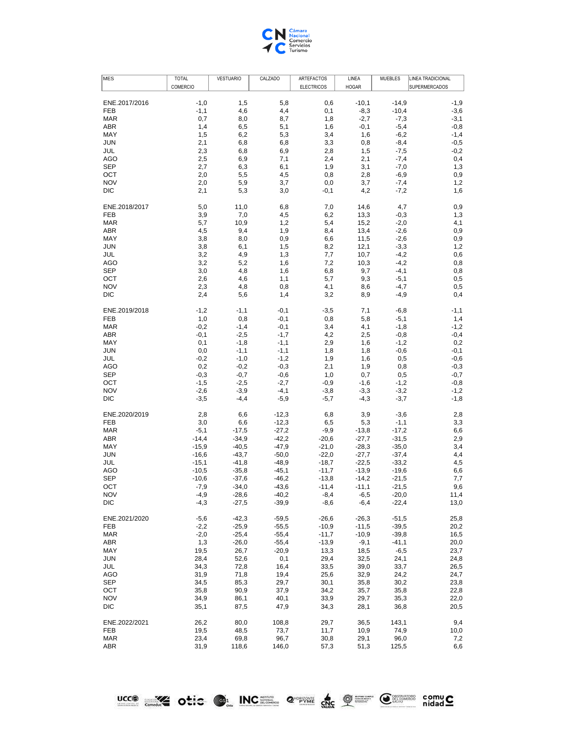| MES | TOTAL COMERCIO | VESTUARIO | CALZADO | ARTEFACTOS ELECTRICOS | LINEA HOGAR | MUEBLES | LINEA TRADICIONAL SUPERMERCADOS |
|---|---|---|---|---|---|---|---|
| ENE.2017/2016 | -1,0 | 1,5 | 5,8 | 0,6 | -10,1 | -14,9 | -1,9 |
| FEB | -1,1 | 4,6 | 4,4 | 0,1 | -8,3 | -10,4 | -3,6 |
| MAR | 0,7 | 8,0 | 8,7 | 1,8 | -2,7 | -7,3 | -3,1 |
| ABR | 1,4 | 6,5 | 5,1 | 1,6 | -0,1 | -5,4 | -0,8 |
| MAY | 1,5 | 6,2 | 5,3 | 3,4 | 1,6 | -6,2 | -1,4 |
| JUN | 2,1 | 6,8 | 6,8 | 3,3 | 0,8 | -8,4 | -0,5 |
| JUL | 2,3 | 6,8 | 6,9 | 2,8 | 1,5 | -7,5 | -0,2 |
| AGO | 2,5 | 6,9 | 7,1 | 2,4 | 2,1 | -7,4 | 0,4 |
| SEP | 2,7 | 6,3 | 6,1 | 1,9 | 3,1 | -7,0 | 1,3 |
| OCT | 2,0 | 5,5 | 4,5 | 0,8 | 2,8 | -6,9 | 0,9 |
| NOV | 2,0 | 5,9 | 3,7 | 0,0 | 3,7 | -7,4 | 1,2 |
| DIC | 2,1 | 5,3 | 3,0 | -0,1 | 4,2 | -7,2 | 1,6 |
| ENE.2018/2017 | 5,0 | 11,0 | 6,8 | 7,0 | 14,6 | 4,7 | 0,9 |
| FEB | 3,9 | 7,0 | 4,5 | 6,2 | 13,3 | -0,3 | 1,3 |
| MAR | 5,7 | 10,9 | 1,2 | 5,4 | 15,2 | -2,0 | 4,1 |
| ABR | 4,5 | 9,4 | 1,9 | 8,4 | 13,4 | -2,6 | 0,9 |
| MAY | 3,8 | 8,0 | 0,9 | 6,6 | 11,5 | -2,6 | 0,9 |
| JUN | 3,8 | 6,1 | 1,5 | 8,2 | 12,1 | -3,3 | 1,2 |
| JUL | 3,2 | 4,9 | 1,3 | 7,7 | 10,7 | -4,2 | 0,6 |
| AGO | 3,2 | 5,2 | 1,6 | 7,2 | 10,3 | -4,2 | 0,8 |
| SEP | 3,0 | 4,8 | 1,6 | 6,8 | 9,7 | -4,1 | 0,8 |
| OCT | 2,6 | 4,6 | 1,1 | 5,7 | 9,3 | -5,1 | 0,5 |
| NOV | 2,3 | 4,8 | 0,8 | 4,1 | 8,6 | -4,7 | 0,5 |
| DIC | 2,4 | 5,6 | 1,4 | 3,2 | 8,9 | -4,9 | 0,4 |
| ENE.2019/2018 | -1,2 | -1,1 | -0,1 | -3,5 | 7,1 | -6,8 | -1,1 |
| FEB | 1,0 | 0,8 | -0,1 | 0,8 | 5,8 | -5,1 | 1,4 |
| MAR | -0,2 | -1,4 | -0,1 | 3,4 | 4,1 | -1,8 | -1,2 |
| ABR | -0,1 | -2,5 | -1,7 | 4,2 | 2,5 | -0,8 | -0,4 |
| MAY | 0,1 | -1,8 | -1,1 | 2,9 | 1,6 | -1,2 | 0,2 |
| JUN | 0,0 | -1,1 | -1,1 | 1,8 | 1,8 | -0,6 | -0,1 |
| JUL | -0,2 | -1,0 | -1,2 | 1,9 | 1,6 | 0,5 | -0,6 |
| AGO | 0,2 | -0,2 | -0,3 | 2,1 | 1,9 | 0,8 | -0,3 |
| SEP | -0,3 | -0,7 | -0,6 | 1,0 | 0,7 | 0,5 | -0,7 |
| OCT | -1,5 | -2,5 | -2,7 | -0,9 | -1,6 | -1,2 | -0,8 |
| NOV | -2,6 | -3,9 | -4,1 | -3,8 | -3,3 | -3,2 | -1,2 |
| DIC | -3,5 | -4,4 | -5,9 | -5,7 | -4,3 | -3,7 | -1,8 |
| ENE.2020/2019 | 2,8 | 6,6 | -12,3 | 6,8 | 3,9 | -3,6 | 2,8 |
| FEB | 3,0 | 6,6 | -12,3 | 6,5 | 5,3 | -1,1 | 3,3 |
| MAR | -5,1 | -17,5 | -27,2 | -9,9 | -13,8 | -17,2 | 6,6 |
| ABR | -14,4 | -34,9 | -42,2 | -20,6 | -27,7 | -31,5 | 2,9 |
| MAY | -15,9 | -40,5 | -47,9 | -21,0 | -28,3 | -35,0 | 3,4 |
| JUN | -16,6 | -43,7 | -50,0 | -22,0 | -27,7 | -37,4 | 4,4 |
| JUL | -15,1 | -41,8 | -48,9 | -18,7 | -22,5 | -33,2 | 4,5 |
| AGO | -10,5 | -35,8 | -45,1 | -11,7 | -13,9 | -19,6 | 6,6 |
| SEP | -10,6 | -37,6 | -46,2 | -13,8 | -14,2 | -21,5 | 7,7 |
| OCT | -7,9 | -34,0 | -43,6 | -11,4 | -11,1 | -21,5 | 9,6 |
| NOV | -4,9 | -28,6 | -40,2 | -8,4 | -6,5 | -20,0 | 11,4 |
| DIC | -4,3 | -27,5 | -39,9 | -8,6 | -6,4 | -22,4 | 13,0 |
| ENE.2021/2020 | -5,6 | -42,3 | -59,5 | -26,6 | -26,3 | -51,5 | 25,8 |
| FEB | -2,2 | -25,9 | -55,5 | -10,9 | -11,5 | -39,5 | 20,2 |
| MAR | -2,0 | -25,4 | -55,4 | -11,7 | -10,9 | -39,8 | 16,5 |
| ABR | 1,3 | -26,0 | -55,4 | -13,9 | -9,1 | -41,1 | 20,0 |
| MAY | 19,5 | 26,7 | -20,9 | 13,3 | 18,5 | -6,5 | 23,7 |
| JUN | 28,4 | 52,6 | 0,1 | 29,4 | 32,5 | 24,1 | 24,8 |
| JUL | 34,3 | 72,8 | 16,4 | 33,5 | 39,0 | 33,7 | 26,5 |
| AGO | 31,9 | 71,8 | 19,4 | 25,6 | 32,9 | 24,2 | 24,7 |
| SEP | 34,5 | 85,3 | 29,7 | 30,1 | 35,8 | 30,2 | 23,8 |
| OCT | 35,8 | 90,9 | 37,9 | 34,2 | 35,7 | 35,8 | 22,8 |
| NOV | 34,9 | 86,1 | 40,1 | 33,9 | 29,7 | 35,3 | 22,0 |
| DIC | 35,1 | 87,5 | 47,9 | 34,3 | 28,1 | 36,8 | 20,5 |
| ENE.2022/2021 | 26,2 | 80,0 | 108,8 | 29,7 | 36,5 | 143,1 | 9,4 |
| FEB | 19,5 | 48,5 | 73,7 | 11,7 | 10,9 | 74,9 | 10,0 |
| MAR | 23,4 | 69,8 | 96,7 | 30,8 | 29,1 | 96,0 | 7,2 |
| ABR | 31,9 | 118,6 | 146,0 | 57,3 | 51,3 | 125,5 | 6,6 |